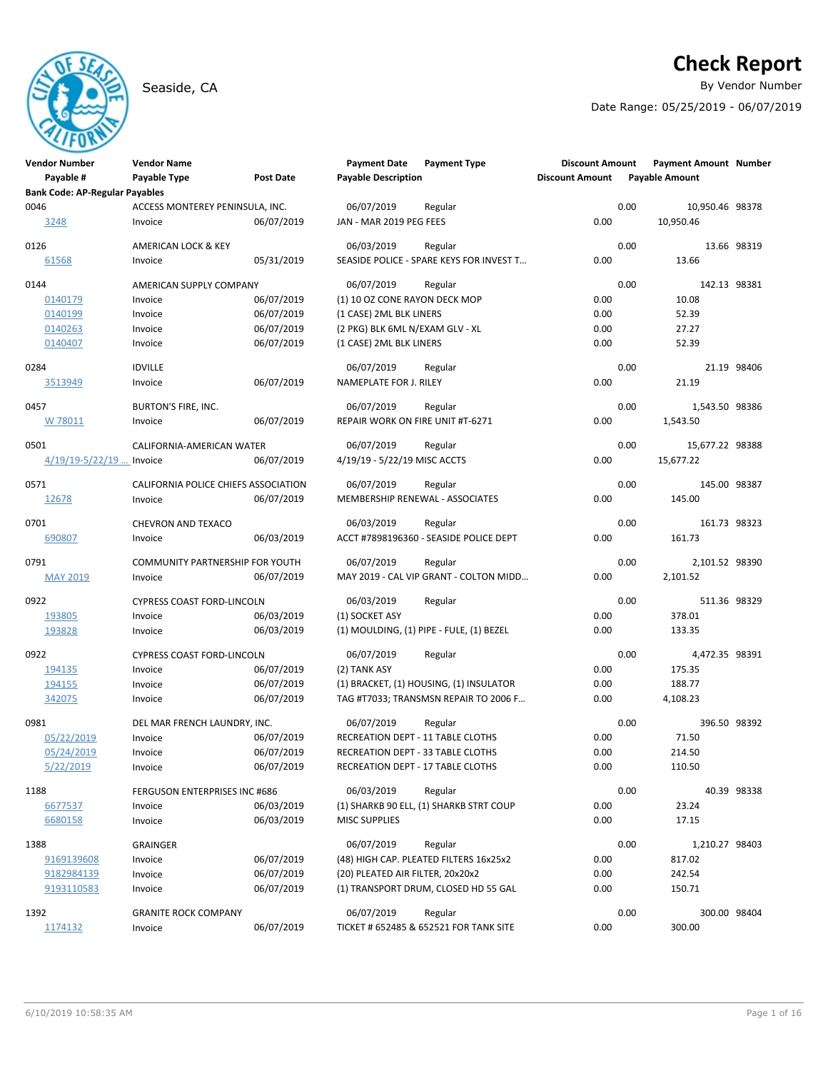# Check Report

Seaside, CA

By Vendor Number

Date Range: 05/25/2019 - 06/07/2019

| Vendor Number | Vendor Name | | Payment Date | Payment Type | Discount Amount | Payment Amount | Number |
|---|---|---|---|---|---|---|---|
| Payable # | Payable Type | Post Date | Payable Description | | Discount Amount | Payable Amount | |
| **Bank Code: AP-Regular Payables** | | | | | | | |
| 0046 | ACCESS MONTEREY PENINSULA, INC. | | 06/07/2019 | Regular | 0.00 | 10,950.46 | 98378 |
| 3248 | Invoice | 06/07/2019 | JAN - MAR 2019 PEG FEES | | 0.00 | 10,950.46 | |
| 0126 | AMERICAN LOCK & KEY | | 06/03/2019 | Regular | 0.00 | 13.66 | 98319 |
| 61568 | Invoice | 05/31/2019 | SEASIDE POLICE - SPARE KEYS FOR INVEST T... | | 0.00 | 13.66 | |
| 0144 | AMERICAN SUPPLY COMPANY | | 06/07/2019 | Regular | 0.00 | 142.13 | 98381 |
| 0140179 | Invoice | 06/07/2019 | (1) 10 OZ CONE RAYON DECK MOP | | 0.00 | 10.08 | |
| 0140199 | Invoice | 06/07/2019 | (1 CASE) 2ML BLK LINERS | | 0.00 | 52.39 | |
| 0140263 | Invoice | 06/07/2019 | (2 PKG) BLK 6ML N/EXAM GLV - XL | | 0.00 | 27.27 | |
| 0140407 | Invoice | 06/07/2019 | (1 CASE) 2ML BLK LINERS | | 0.00 | 52.39 | |
| 0284 | IDVILLE | | 06/07/2019 | Regular | 0.00 | 21.19 | 98406 |
| 3513949 | Invoice | 06/07/2019 | NAMEPLATE FOR J. RILEY | | 0.00 | 21.19 | |
| 0457 | BURTON'S FIRE, INC. | | 06/07/2019 | Regular | 0.00 | 1,543.50 | 98386 |
| W 78011 | Invoice | 06/07/2019 | REPAIR WORK ON FIRE UNIT #T-6271 | | 0.00 | 1,543.50 | |
| 0501 | CALIFORNIA-AMERICAN WATER | | 06/07/2019 | Regular | 0.00 | 15,677.22 | 98388 |
| 4/19/19-5/22/19 ... | Invoice | 06/07/2019 | 4/19/19 - 5/22/19 MISC ACCTS | | 0.00 | 15,677.22 | |
| 0571 | CALIFORNIA POLICE CHIEFS ASSOCIATION | | 06/07/2019 | Regular | 0.00 | 145.00 | 98387 |
| 12678 | Invoice | 06/07/2019 | MEMBERSHIP RENEWAL - ASSOCIATES | | 0.00 | 145.00 | |
| 0701 | CHEVRON AND TEXACO | | 06/03/2019 | Regular | 0.00 | 161.73 | 98323 |
| 690807 | Invoice | 06/03/2019 | ACCT #7898196360 - SEASIDE POLICE DEPT | | 0.00 | 161.73 | |
| 0791 | COMMUNITY PARTNERSHIP FOR YOUTH | | 06/07/2019 | Regular | 0.00 | 2,101.52 | 98390 |
| MAY 2019 | Invoice | 06/07/2019 | MAY 2019 - CAL VIP GRANT - COLTON MIDD... | | 0.00 | 2,101.52 | |
| 0922 | CYPRESS COAST FORD-LINCOLN | | 06/03/2019 | Regular | 0.00 | 511.36 | 98329 |
| 193805 | Invoice | 06/03/2019 | (1) SOCKET ASY | | 0.00 | 378.01 | |
| 193828 | Invoice | 06/03/2019 | (1) MOULDING, (1) PIPE - FULE, (1) BEZEL | | 0.00 | 133.35 | |
| 0922 | CYPRESS COAST FORD-LINCOLN | | 06/07/2019 | Regular | 0.00 | 4,472.35 | 98391 |
| 194135 | Invoice | 06/07/2019 | (2) TANK ASY | | 0.00 | 175.35 | |
| 194155 | Invoice | 06/07/2019 | (1) BRACKET, (1) HOUSING, (1) INSULATOR | | 0.00 | 188.77 | |
| 342075 | Invoice | 06/07/2019 | TAG #T7033; TRANSMSN REPAIR TO 2006 F... | | 0.00 | 4,108.23 | |
| 0981 | DEL MAR FRENCH LAUNDRY, INC. | | 06/07/2019 | Regular | 0.00 | 396.50 | 98392 |
| 05/22/2019 | Invoice | 06/07/2019 | RECREATION DEPT - 11 TABLE CLOTHS | | 0.00 | 71.50 | |
| 05/24/2019 | Invoice | 06/07/2019 | RECREATION DEPT - 33 TABLE CLOTHS | | 0.00 | 214.50 | |
| 5/22/2019 | Invoice | 06/07/2019 | RECREATION DEPT - 17 TABLE CLOTHS | | 0.00 | 110.50 | |
| 1188 | FERGUSON ENTERPRISES INC #686 | | 06/03/2019 | Regular | 0.00 | 40.39 | 98338 |
| 6677537 | Invoice | 06/03/2019 | (1) SHARKB 90 ELL, (1) SHARKB STRT COUP | | 0.00 | 23.24 | |
| 6680158 | Invoice | 06/03/2019 | MISC SUPPLIES | | 0.00 | 17.15 | |
| 1388 | GRAINGER | | 06/07/2019 | Regular | 0.00 | 1,210.27 | 98403 |
| 9169139608 | Invoice | 06/07/2019 | (48) HIGH CAP. PLEATED FILTERS 16x25x2 | | 0.00 | 817.02 | |
| 9182984139 | Invoice | 06/07/2019 | (20) PLEATED AIR FILTER, 20x20x2 | | 0.00 | 242.54 | |
| 9193110583 | Invoice | 06/07/2019 | (1) TRANSPORT DRUM, CLOSED HD 55 GAL | | 0.00 | 150.71 | |
| 1392 | GRANITE ROCK COMPANY | | 06/07/2019 | Regular | 0.00 | 300.00 | 98404 |
| 1174132 | Invoice | 06/07/2019 | TICKET # 652485 & 652521 FOR TANK SITE | | 0.00 | 300.00 | |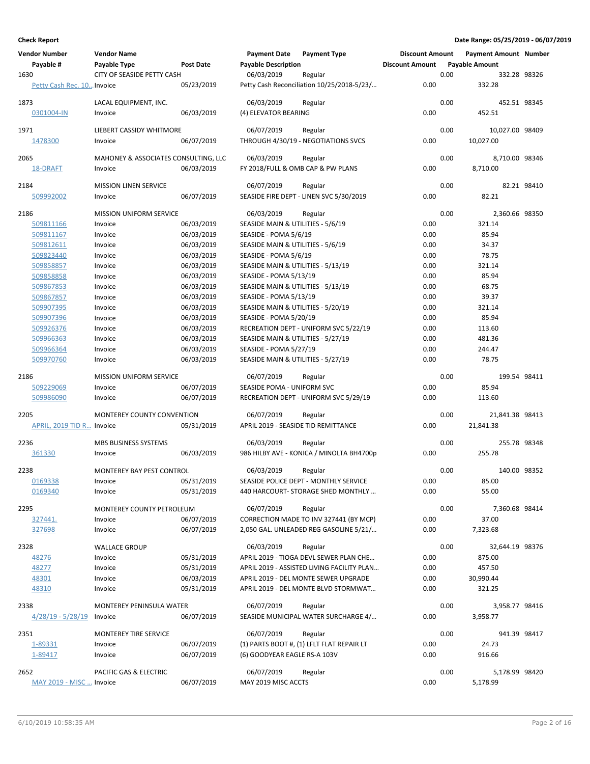**Check Report**

**Date Range: 05/25/2019 - 06/07/2019**

| Vendor Number | Vendor Name | | Payment Date | Payment Type | Discount Amount | Payment Amount | Number |
|---|---|---|---|---|---|---|---|
| Payable # | Payable Type | Post Date | Payable Description | | Discount Amount | Payable Amount | |
| 1630 | CITY OF SEASIDE PETTY CASH | | 06/03/2019 | Regular | 0.00 | 332.28 | 98326 |
| Petty Cash Rec. 10... | Invoice | 05/23/2019 | Petty Cash Reconciliation 10/25/2018-5/23/... | | 0.00 | 332.28 | |
| 1873 | LACAL EQUIPMENT, INC. | | 06/03/2019 | Regular | 0.00 | 452.51 | 98345 |
| 0301004-IN | Invoice | 06/03/2019 | (4) ELEVATOR BEARING | | 0.00 | 452.51 | |
| 1971 | LIEBERT CASSIDY WHITMORE | | 06/07/2019 | Regular | 0.00 | 10,027.00 | 98409 |
| 1478300 | Invoice | 06/07/2019 | THROUGH 4/30/19 - NEGOTIATIONS SVCS | | 0.00 | 10,027.00 | |
| 2065 | MAHONEY & ASSOCIATES CONSULTING, LLC | | 06/03/2019 | Regular | 0.00 | 8,710.00 | 98346 |
| 18-DRAFT | Invoice | 06/03/2019 | FY 2018/FULL & OMB CAP & PW PLANS | | 0.00 | 8,710.00 | |
| 2184 | MISSION LINEN SERVICE | | 06/07/2019 | Regular | 0.00 | 82.21 | 98410 |
| 509992002 | Invoice | 06/07/2019 | SEASIDE FIRE DEPT - LINEN SVC 5/30/2019 | | 0.00 | 82.21 | |
| 2186 | MISSION UNIFORM SERVICE | | 06/03/2019 | Regular | 0.00 | 2,360.66 | 98350 |
| 509811166 | Invoice | 06/03/2019 | SEASIDE MAIN & UTILITIES - 5/6/19 | | 0.00 | 321.14 | |
| 509811167 | Invoice | 06/03/2019 | SEASIDE - POMA 5/6/19 | | 0.00 | 85.94 | |
| 509812611 | Invoice | 06/03/2019 | SEASIDE MAIN & UTILITIES - 5/6/19 | | 0.00 | 34.37 | |
| 509823440 | Invoice | 06/03/2019 | SEASIDE - POMA 5/6/19 | | 0.00 | 78.75 | |
| 509858857 | Invoice | 06/03/2019 | SEASIDE MAIN & UTILITIES - 5/13/19 | | 0.00 | 321.14 | |
| 509858858 | Invoice | 06/03/2019 | SEASIDE - POMA 5/13/19 | | 0.00 | 85.94 | |
| 509867853 | Invoice | 06/03/2019 | SEASIDE MAIN & UTILITIES - 5/13/19 | | 0.00 | 68.75 | |
| 509867857 | Invoice | 06/03/2019 | SEASIDE - POMA 5/13/19 | | 0.00 | 39.37 | |
| 509907395 | Invoice | 06/03/2019 | SEASIDE MAIN & UTILITIES - 5/20/19 | | 0.00 | 321.14 | |
| 509907396 | Invoice | 06/03/2019 | SEASIDE - POMA 5/20/19 | | 0.00 | 85.94 | |
| 509926376 | Invoice | 06/03/2019 | RECREATION DEPT - UNIFORM SVC 5/22/19 | | 0.00 | 113.60 | |
| 509966363 | Invoice | 06/03/2019 | SEASIDE MAIN & UTILITIES - 5/27/19 | | 0.00 | 481.36 | |
| 509966364 | Invoice | 06/03/2019 | SEASIDE - POMA 5/27/19 | | 0.00 | 244.47 | |
| 509970760 | Invoice | 06/03/2019 | SEASIDE MAIN & UTILITIES - 5/27/19 | | 0.00 | 78.75 | |
| 2186 | MISSION UNIFORM SERVICE | | 06/07/2019 | Regular | 0.00 | 199.54 | 98411 |
| 509229069 | Invoice | 06/07/2019 | SEASIDE POMA - UNIFORM SVC | | 0.00 | 85.94 | |
| 509986090 | Invoice | 06/07/2019 | RECREATION DEPT - UNIFORM SVC 5/29/19 | | 0.00 | 113.60 | |
| 2205 | MONTEREY COUNTY CONVENTION | | 06/07/2019 | Regular | 0.00 | 21,841.38 | 98413 |
| APRIL, 2019 TID R... | Invoice | 05/31/2019 | APRIL 2019 - SEASIDE TID REMITTANCE | | 0.00 | 21,841.38 | |
| 2236 | MBS BUSINESS SYSTEMS | | 06/03/2019 | Regular | 0.00 | 255.78 | 98348 |
| 361330 | Invoice | 06/03/2019 | 986 HILBY AVE - KONICA / MINOLTA BH4700p | | 0.00 | 255.78 | |
| 2238 | MONTEREY BAY PEST CONTROL | | 06/03/2019 | Regular | 0.00 | 140.00 | 98352 |
| 0169338 | Invoice | 05/31/2019 | SEASIDE POLICE DEPT - MONTHLY SERVICE | | 0.00 | 85.00 | |
| 0169340 | Invoice | 05/31/2019 | 440 HARCOURT- STORAGE SHED MONTHLY ... | | 0.00 | 55.00 | |
| 2295 | MONTEREY COUNTY PETROLEUM | | 06/07/2019 | Regular | 0.00 | 7,360.68 | 98414 |
| 327441. | Invoice | 06/07/2019 | CORRECTION MADE TO INV 327441 (BY MCP) | | 0.00 | 37.00 | |
| 327698 | Invoice | 06/07/2019 | 2,050 GAL. UNLEADED REG GASOLINE 5/21/... | | 0.00 | 7,323.68 | |
| 2328 | WALLACE GROUP | | 06/03/2019 | Regular | 0.00 | 32,644.19 | 98376 |
| 48276 | Invoice | 05/31/2019 | APRIL 2019 - TIOGA DEVL SEWER PLAN CHE... | | 0.00 | 875.00 | |
| 48277 | Invoice | 05/31/2019 | APRIL 2019 - ASSISTED LIVING FACILITY PLAN... | | 0.00 | 457.50 | |
| 48301 | Invoice | 06/03/2019 | APRIL 2019 - DEL MONTE SEWER UPGRADE | | 0.00 | 30,990.44 | |
| 48310 | Invoice | 05/31/2019 | APRIL 2019 - DEL MONTE BLVD STORMWAT... | | 0.00 | 321.25 | |
| 2338 | MONTEREY PENINSULA WATER | | 06/07/2019 | Regular | 0.00 | 3,958.77 | 98416 |
| 4/28/19 - 5/28/19 | Invoice | 06/07/2019 | SEASIDE MUNICIPAL WATER SURCHARGE 4/... | | 0.00 | 3,958.77 | |
| 2351 | MONTEREY TIRE SERVICE | | 06/07/2019 | Regular | 0.00 | 941.39 | 98417 |
| 1-89331 | Invoice | 06/07/2019 | (1) PARTS BOOT #, (1) LFLT FLAT REPAIR LT | | 0.00 | 24.73 | |
| 1-89417 | Invoice | 06/07/2019 | (6) GOODYEAR EAGLE RS-A 103V | | 0.00 | 916.66 | |
| 2652 | PACIFIC GAS & ELECTRIC | | 06/07/2019 | Regular | 0.00 | 5,178.99 | 98420 |
| MAY 2019 - MISC ... | Invoice | 06/07/2019 | MAY 2019 MISC ACCTS | | 0.00 | 5,178.99 | |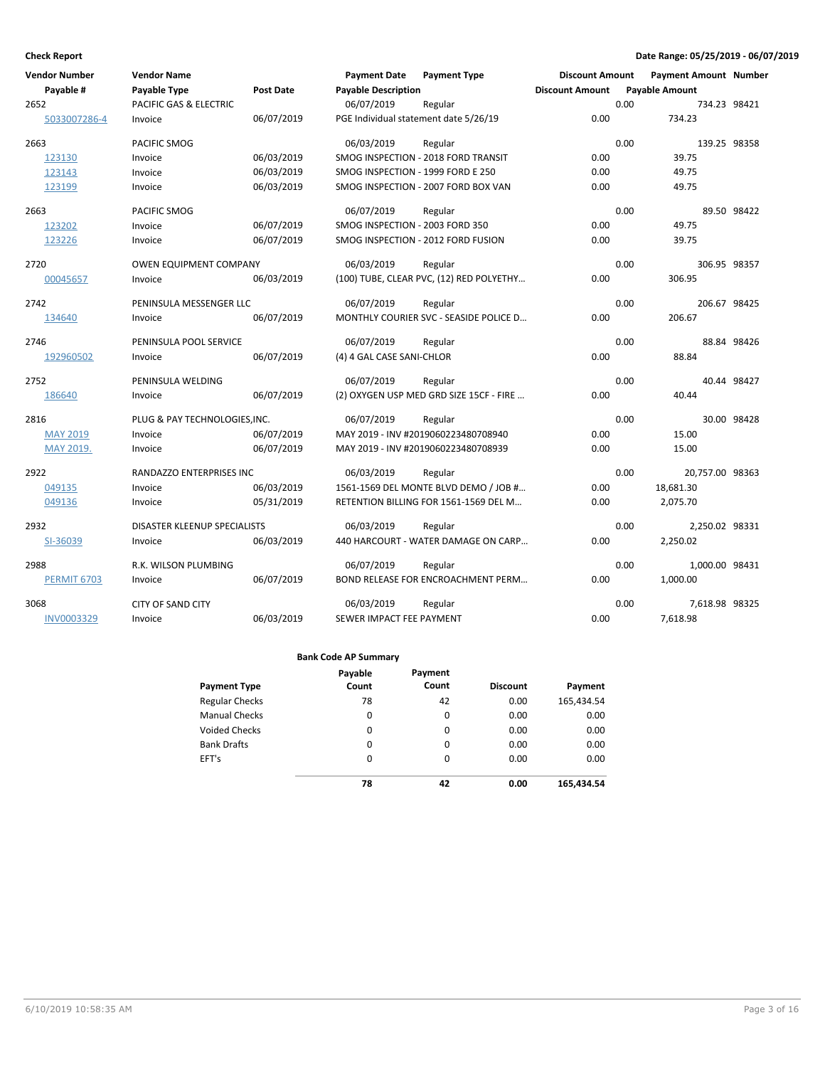**Check Report** — Date Range: 05/25/2019 - 06/07/2019

| Vendor Number | Vendor Name | | Payment Date | Payment Type | Discount Amount | Payment Amount | Number |
|---|---|---|---|---|---|---|---|
| Payable # | Payable Type | Post Date | Payable Description | | Discount Amount | Payable Amount | |
| 2652 | PACIFIC GAS & ELECTRIC | | 06/07/2019 | Regular | 0.00 | 734.23 | 98421 |
| 5033007286-4 | Invoice | 06/07/2019 | PGE Individual statement date 5/26/19 | | 0.00 | 734.23 | |
| 2663 | PACIFIC SMOG | | 06/03/2019 | Regular | 0.00 | 139.25 | 98358 |
| 123130 | Invoice | 06/03/2019 | SMOG INSPECTION - 2018 FORD TRANSIT | | 0.00 | 39.75 | |
| 123143 | Invoice | 06/03/2019 | SMOG INSPECTION - 1999 FORD E 250 | | 0.00 | 49.75 | |
| 123199 | Invoice | 06/03/2019 | SMOG INSPECTION - 2007 FORD BOX VAN | | 0.00 | 49.75 | |
| 2663 | PACIFIC SMOG | | 06/07/2019 | Regular | 0.00 | 89.50 | 98422 |
| 123202 | Invoice | 06/07/2019 | SMOG INSPECTION - 2003 FORD 350 | | 0.00 | 49.75 | |
| 123226 | Invoice | 06/07/2019 | SMOG INSPECTION - 2012 FORD FUSION | | 0.00 | 39.75 | |
| 2720 | OWEN EQUIPMENT COMPANY | | 06/03/2019 | Regular | 0.00 | 306.95 | 98357 |
| 00045657 | Invoice | 06/03/2019 | (100) TUBE, CLEAR PVC, (12) RED POLYETHY… | | 0.00 | 306.95 | |
| 2742 | PENINSULA MESSENGER LLC | | 06/07/2019 | Regular | 0.00 | 206.67 | 98425 |
| 134640 | Invoice | 06/07/2019 | MONTHLY COURIER SVC - SEASIDE POLICE D… | | 0.00 | 206.67 | |
| 2746 | PENINSULA POOL SERVICE | | 06/07/2019 | Regular | 0.00 | 88.84 | 98426 |
| 192960502 | Invoice | 06/07/2019 | (4) 4 GAL CASE SANI-CHLOR | | 0.00 | 88.84 | |
| 2752 | PENINSULA WELDING | | 06/07/2019 | Regular | 0.00 | 40.44 | 98427 |
| 186640 | Invoice | 06/07/2019 | (2) OXYGEN USP MED GRD SIZE 15CF - FIRE … | | 0.00 | 40.44 | |
| 2816 | PLUG & PAY TECHNOLOGIES,INC. | | 06/07/2019 | Regular | 0.00 | 30.00 | 98428 |
| MAY 2019 | Invoice | 06/07/2019 | MAY 2019 - INV #2019060223480708940 | | 0.00 | 15.00 | |
| MAY 2019. | Invoice | 06/07/2019 | MAY 2019 - INV #2019060223480708939 | | 0.00 | 15.00 | |
| 2922 | RANDAZZO ENTERPRISES INC | | 06/03/2019 | Regular | 0.00 | 20,757.00 | 98363 |
| 049135 | Invoice | 06/03/2019 | 1561-1569 DEL MONTE BLVD DEMO / JOB #… | | 0.00 | 18,681.30 | |
| 049136 | Invoice | 05/31/2019 | RETENTION BILLING FOR 1561-1569 DEL M… | | 0.00 | 2,075.70 | |
| 2932 | DISASTER KLEENUP SPECIALISTS | | 06/03/2019 | Regular | 0.00 | 2,250.02 | 98331 |
| SI-36039 | Invoice | 06/03/2019 | 440 HARCOURT - WATER DAMAGE ON CARP… | | 0.00 | 2,250.02 | |
| 2988 | R.K. WILSON PLUMBING | | 06/07/2019 | Regular | 0.00 | 1,000.00 | 98431 |
| PERMIT 6703 | Invoice | 06/07/2019 | BOND RELEASE FOR ENCROACHMENT PERM… | | 0.00 | 1,000.00 | |
| 3068 | CITY OF SAND CITY | | 06/03/2019 | Regular | 0.00 | 7,618.98 | 98325 |
| INV0003329 | Invoice | 06/03/2019 | SEWER IMPACT FEE PAYMENT | | 0.00 | 7,618.98 | |

**Bank Code AP Summary**

| Payment Type | Payable Count | Payment Count | Discount | Payment |
|---|---|---|---|---|
| Regular Checks | 78 | 42 | 0.00 | 165,434.54 |
| Manual Checks | 0 | 0 | 0.00 | 0.00 |
| Voided Checks | 0 | 0 | 0.00 | 0.00 |
| Bank Drafts | 0 | 0 | 0.00 | 0.00 |
| EFT's | 0 | 0 | 0.00 | 0.00 |
| | **78** | **42** | **0.00** | **165,434.54** |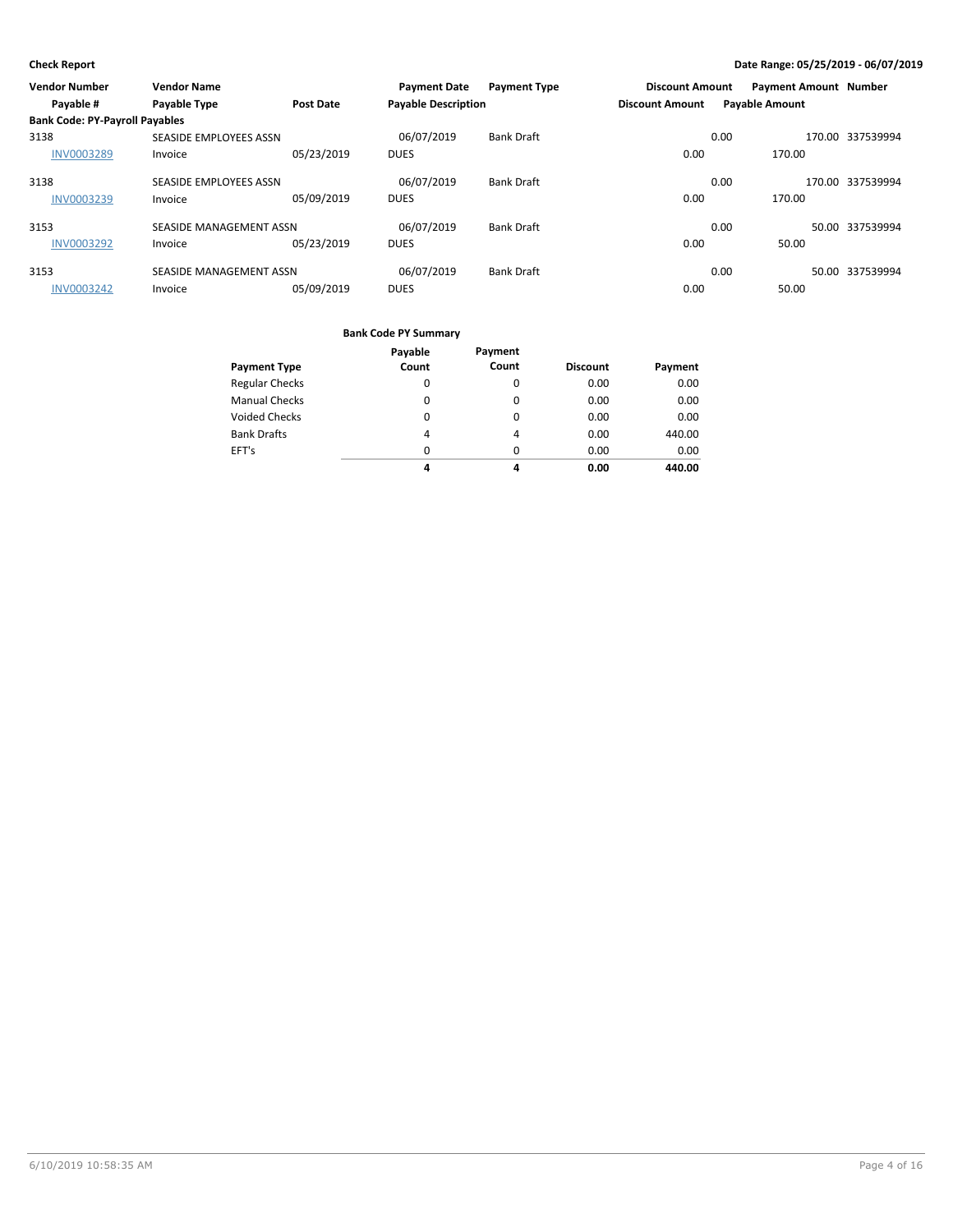**Check Report**

**Date Range: 05/25/2019 - 06/07/2019**

| Vendor Number | Vendor Name | | Payment Date | Payment Type | Discount Amount | Payment Amount | Number |
|---|---|---|---|---|---|---|---|
| Payable # | Payable Type | Post Date | Payable Description | | Discount Amount | Payable Amount | |
| **Bank Code: PY-Payroll Payables** | | | | | | | |
| 3138 | SEASIDE EMPLOYEES ASSN | | 06/07/2019 | Bank Draft | 0.00 | 170.00 | 337539994 |
| INV0003289 | Invoice | 05/23/2019 | DUES | | 0.00 | 170.00 | |
| 3138 | SEASIDE EMPLOYEES ASSN | | 06/07/2019 | Bank Draft | 0.00 | 170.00 | 337539994 |
| INV0003239 | Invoice | 05/09/2019 | DUES | | 0.00 | 170.00 | |
| 3153 | SEASIDE MANAGEMENT ASSN | | 06/07/2019 | Bank Draft | 0.00 | 50.00 | 337539994 |
| INV0003292 | Invoice | 05/23/2019 | DUES | | 0.00 | 50.00 | |
| 3153 | SEASIDE MANAGEMENT ASSN | | 06/07/2019 | Bank Draft | 0.00 | 50.00 | 337539994 |
| INV0003242 | Invoice | 05/09/2019 | DUES | | 0.00 | 50.00 | |

**Bank Code PY Summary**

| Payment Type | Payable Count | Payment Count | Discount | Payment |
|---|---|---|---|---|
| Regular Checks | 0 | 0 | 0.00 | 0.00 |
| Manual Checks | 0 | 0 | 0.00 | 0.00 |
| Voided Checks | 0 | 0 | 0.00 | 0.00 |
| Bank Drafts | 4 | 4 | 0.00 | 440.00 |
| EFT's | 0 | 0 | 0.00 | 0.00 |
| | **4** | **4** | **0.00** | **440.00** |

6/10/2019 10:58:35 AM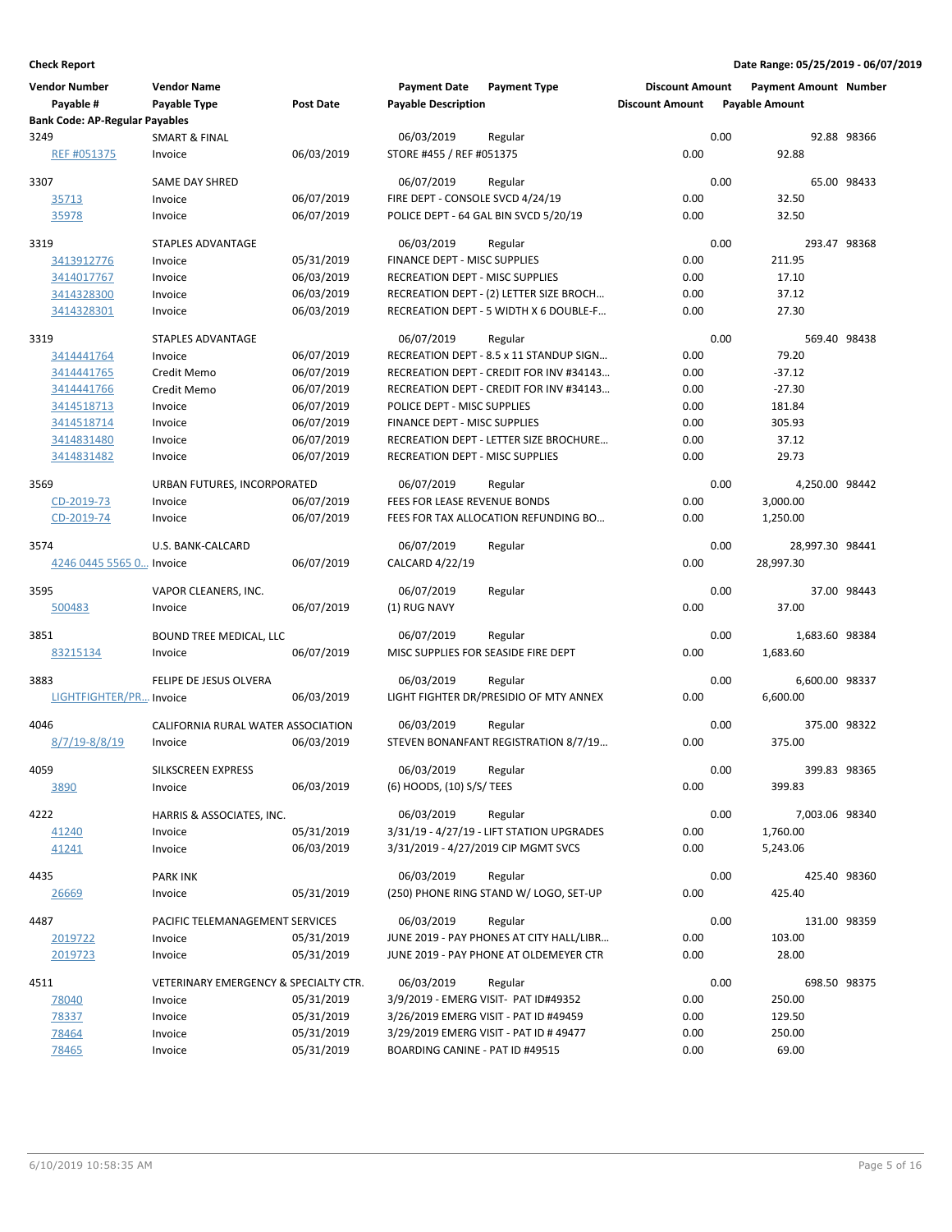**Check Report**

**Date Range: 05/25/2019 - 06/07/2019**

| Vendor Number / Payable # | Vendor Name / Payable Type | Post Date | Payment Date / Payable Description | Payment Type | Discount Amount | Payable Amount / Payment Amount | Number |
|---|---|---|---|---|---|---|---|
| **Bank Code: AP-Regular Payables** | | | | | | | |
| 3249 | SMART & FINAL | | 06/03/2019 | Regular | 0.00 | 92.88 | 98366 |
| REF #051375 | Invoice | 06/03/2019 | STORE #455 / REF #051375 | | 0.00 | 92.88 | |
| 3307 | SAME DAY SHRED | | 06/07/2019 | Regular | 0.00 | 65.00 | 98433 |
| 35713 | Invoice | 06/07/2019 | FIRE DEPT - CONSOLE SVCD 4/24/19 | | 0.00 | 32.50 | |
| 35978 | Invoice | 06/07/2019 | POLICE DEPT - 64 GAL BIN SVCD 5/20/19 | | 0.00 | 32.50 | |
| 3319 | STAPLES ADVANTAGE | | 06/03/2019 | Regular | 0.00 | 293.47 | 98368 |
| 3413912776 | Invoice | 05/31/2019 | FINANCE DEPT - MISC SUPPLIES | | 0.00 | 211.95 | |
| 3414017767 | Invoice | 06/03/2019 | RECREATION DEPT - MISC SUPPLIES | | 0.00 | 17.10 | |
| 3414328300 | Invoice | 06/03/2019 | RECREATION DEPT - (2) LETTER SIZE BROCH… | | 0.00 | 37.12 | |
| 3414328301 | Invoice | 06/03/2019 | RECREATION DEPT - 5 WIDTH X 6 DOUBLE-F… | | 0.00 | 27.30 | |
| 3319 | STAPLES ADVANTAGE | | 06/07/2019 | Regular | 0.00 | 569.40 | 98438 |
| 3414441764 | Invoice | 06/07/2019 | RECREATION DEPT - 8.5 x 11 STANDUP SIGN… | | 0.00 | 79.20 | |
| 3414441765 | Credit Memo | 06/07/2019 | RECREATION DEPT - CREDIT FOR INV #34143… | | 0.00 | -37.12 | |
| 3414441766 | Credit Memo | 06/07/2019 | RECREATION DEPT - CREDIT FOR INV #34143… | | 0.00 | -27.30 | |
| 3414518713 | Invoice | 06/07/2019 | POLICE DEPT - MISC SUPPLIES | | 0.00 | 181.84 | |
| 3414518714 | Invoice | 06/07/2019 | FINANCE DEPT - MISC SUPPLIES | | 0.00 | 305.93 | |
| 3414831480 | Invoice | 06/07/2019 | RECREATION DEPT - LETTER SIZE BROCHURE… | | 0.00 | 37.12 | |
| 3414831482 | Invoice | 06/07/2019 | RECREATION DEPT - MISC SUPPLIES | | 0.00 | 29.73 | |
| 3569 | URBAN FUTURES, INCORPORATED | | 06/07/2019 | Regular | 0.00 | 4,250.00 | 98442 |
| CD-2019-73 | Invoice | 06/07/2019 | FEES FOR LEASE REVENUE BONDS | | 0.00 | 3,000.00 | |
| CD-2019-74 | Invoice | 06/07/2019 | FEES FOR TAX ALLOCATION REFUNDING BO… | | 0.00 | 1,250.00 | |
| 3574 | U.S. BANK-CALCARD | | 06/07/2019 | Regular | 0.00 | 28,997.30 | 98441 |
| 4246 0445 5565 0… | Invoice | 06/07/2019 | CALCARD 4/22/19 | | 0.00 | 28,997.30 | |
| 3595 | VAPOR CLEANERS, INC. | | 06/07/2019 | Regular | 0.00 | 37.00 | 98443 |
| 500483 | Invoice | 06/07/2019 | (1) RUG NAVY | | 0.00 | 37.00 | |
| 3851 | BOUND TREE MEDICAL, LLC | | 06/07/2019 | Regular | 0.00 | 1,683.60 | 98384 |
| 83215134 | Invoice | 06/07/2019 | MISC SUPPLIES FOR SEASIDE FIRE DEPT | | 0.00 | 1,683.60 | |
| 3883 | FELIPE DE JESUS OLVERA | | 06/03/2019 | Regular | 0.00 | 6,600.00 | 98337 |
| LIGHTFIGHTER/PR… | Invoice | 06/03/2019 | LIGHT FIGHTER DR/PRESIDIO OF MTY ANNEX | | 0.00 | 6,600.00 | |
| 4046 | CALIFORNIA RURAL WATER ASSOCIATION | | 06/03/2019 | Regular | 0.00 | 375.00 | 98322 |
| 8/7/19-8/8/19 | Invoice | 06/03/2019 | STEVEN BONANFANT REGISTRATION 8/7/19… | | 0.00 | 375.00 | |
| 4059 | SILKSCREEN EXPRESS | | 06/03/2019 | Regular | 0.00 | 399.83 | 98365 |
| 3890 | Invoice | 06/03/2019 | (6) HOODS, (10) S/S/ TEES | | 0.00 | 399.83 | |
| 4222 | HARRIS & ASSOCIATES, INC. | | 06/03/2019 | Regular | 0.00 | 7,003.06 | 98340 |
| 41240 | Invoice | 05/31/2019 | 3/31/19 - 4/27/19 - LIFT STATION UPGRADES | | 0.00 | 1,760.00 | |
| 41241 | Invoice | 06/03/2019 | 3/31/2019 - 4/27/2019 CIP MGMT SVCS | | 0.00 | 5,243.06 | |
| 4435 | PARK INK | | 06/03/2019 | Regular | 0.00 | 425.40 | 98360 |
| 26669 | Invoice | 05/31/2019 | (250) PHONE RING STAND W/ LOGO, SET-UP | | 0.00 | 425.40 | |
| 4487 | PACIFIC TELEMANAGEMENT SERVICES | | 06/03/2019 | Regular | 0.00 | 131.00 | 98359 |
| 2019722 | Invoice | 05/31/2019 | JUNE 2019 - PAY PHONES AT CITY HALL/LIBR… | | 0.00 | 103.00 | |
| 2019723 | Invoice | 05/31/2019 | JUNE 2019 - PAY PHONE AT OLDEMEYER CTR | | 0.00 | 28.00 | |
| 4511 | VETERINARY EMERGENCY & SPECIALTY CTR. | | 06/03/2019 | Regular | 0.00 | 698.50 | 98375 |
| 78040 | Invoice | 05/31/2019 | 3/9/2019 - EMERG VISIT- PAT ID#49352 | | 0.00 | 250.00 | |
| 78337 | Invoice | 05/31/2019 | 3/26/2019 EMERG VISIT - PAT ID #49459 | | 0.00 | 129.50 | |
| 78464 | Invoice | 05/31/2019 | 3/29/2019 EMERG VISIT - PAT ID # 49477 | | 0.00 | 250.00 | |
| 78465 | Invoice | 05/31/2019 | BOARDING CANINE - PAT ID #49515 | | 0.00 | 69.00 | |

6/10/2019 10:58:35 AM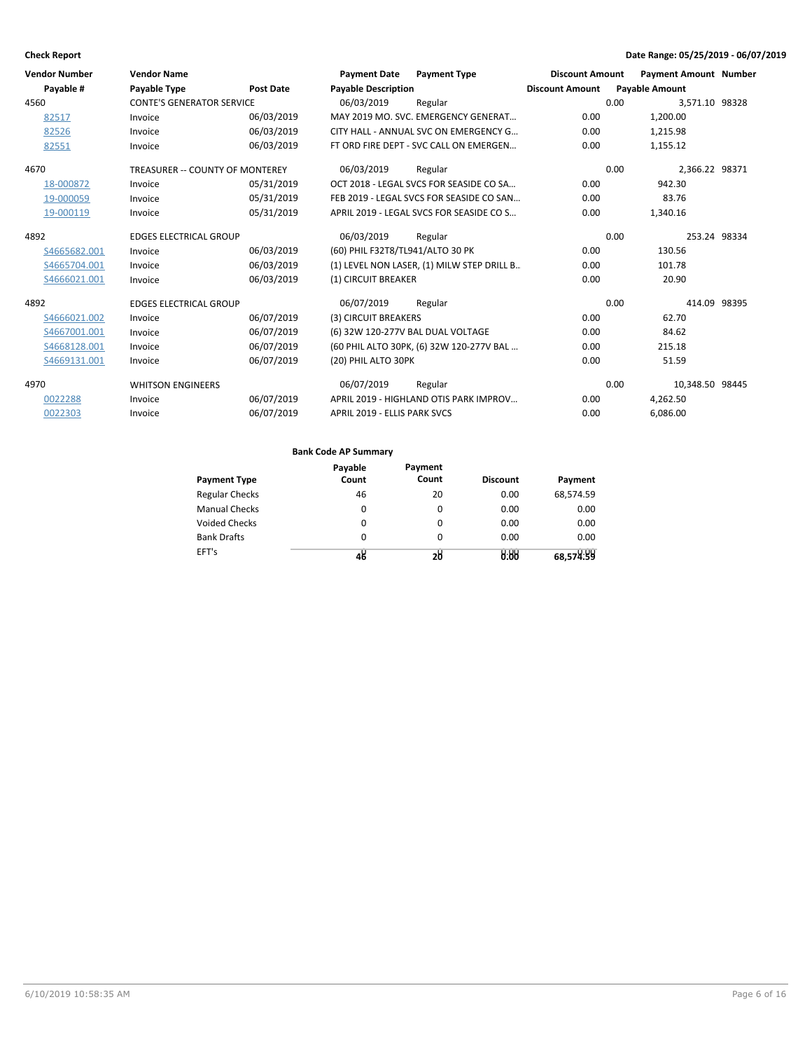**Check Report** — Date Range: 05/25/2019 - 06/07/2019

| Vendor Number | Vendor Name | | Payment Date | Payment Type | Discount Amount | Payment Amount | Number |
|---|---|---|---|---|---|---|---|
| Payable # | Payable Type | Post Date | Payable Description | | Discount Amount | Payable Amount | |
| 4560 | CONTE'S GENERATOR SERVICE | | 06/03/2019 | Regular | 0.00 | 3,571.10 | 98328 |
| 82517 | Invoice | 06/03/2019 | MAY 2019 MO. SVC. EMERGENCY GENERAT... | | 0.00 | 1,200.00 | |
| 82526 | Invoice | 06/03/2019 | CITY HALL - ANNUAL SVC ON EMERGENCY G... | | 0.00 | 1,215.98 | |
| 82551 | Invoice | 06/03/2019 | FT ORD FIRE DEPT - SVC CALL ON EMERGEN... | | 0.00 | 1,155.12 | |
| 4670 | TREASURER -- COUNTY OF MONTEREY | | 06/03/2019 | Regular | 0.00 | 2,366.22 | 98371 |
| 18-000872 | Invoice | 05/31/2019 | OCT 2018 - LEGAL SVCS FOR SEASIDE CO SA... | | 0.00 | 942.30 | |
| 19-000059 | Invoice | 05/31/2019 | FEB 2019 - LEGAL SVCS FOR SEASIDE CO SAN... | | 0.00 | 83.76 | |
| 19-000119 | Invoice | 05/31/2019 | APRIL 2019 - LEGAL SVCS FOR SEASIDE CO S... | | 0.00 | 1,340.16 | |
| 4892 | EDGES ELECTRICAL GROUP | | 06/03/2019 | Regular | 0.00 | 253.24 | 98334 |
| S4665682.001 | Invoice | 06/03/2019 | (60) PHIL F32T8/TL941/ALTO 30 PK | | 0.00 | 130.56 | |
| S4665704.001 | Invoice | 06/03/2019 | (1) LEVEL NON LASER, (1) MILW STEP DRILL B.. | | 0.00 | 101.78 | |
| S4666021.001 | Invoice | 06/03/2019 | (1) CIRCUIT BREAKER | | 0.00 | 20.90 | |
| 4892 | EDGES ELECTRICAL GROUP | | 06/07/2019 | Regular | 0.00 | 414.09 | 98395 |
| S4666021.002 | Invoice | 06/07/2019 | (3) CIRCUIT BREAKERS | | 0.00 | 62.70 | |
| S4667001.001 | Invoice | 06/07/2019 | (6) 32W 120-277V BAL DUAL VOLTAGE | | 0.00 | 84.62 | |
| S4668128.001 | Invoice | 06/07/2019 | (60 PHIL ALTO 30PK, (6) 32W 120-277V BAL ... | | 0.00 | 215.18 | |
| S4669131.001 | Invoice | 06/07/2019 | (20) PHIL ALTO 30PK | | 0.00 | 51.59 | |
| 4970 | WHITSON ENGINEERS | | 06/07/2019 | Regular | 0.00 | 10,348.50 | 98445 |
| 0022288 | Invoice | 06/07/2019 | APRIL 2019 - HIGHLAND OTIS PARK IMPROV... | | 0.00 | 4,262.50 | |
| 0022303 | Invoice | 06/07/2019 | APRIL 2019 - ELLIS PARK SVCS | | 0.00 | 6,086.00 | |

**Bank Code AP Summary**

| Payment Type | Payable Count | Payment Count | Discount | Payment |
|---|---|---|---|---|
| Regular Checks | 46 | 20 | 0.00 | 68,574.59 |
| Manual Checks | 0 | 0 | 0.00 | 0.00 |
| Voided Checks | 0 | 0 | 0.00 | 0.00 |
| Bank Drafts | 0 | 0 | 0.00 | 0.00 |
| EFT's | 0 | 0 | 0.00 | 0.00 |
| | 46 | 20 | 0.00 | 68,574.59 |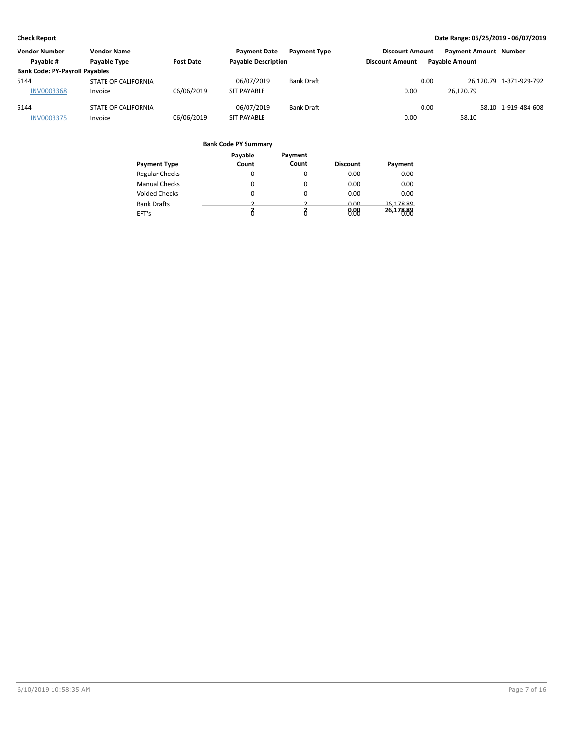**Check Report** — Date Range: 05/25/2019 - 06/07/2019

| Vendor Number | Vendor Name | | Payment Date | Payment Type | Discount Amount | Payment Amount | Number |
|---|---|---|---|---|---|---|---|
| Payable # | Payable Type | Post Date | Payable Description | | Discount Amount | Payable Amount | |
| **Bank Code: PY-Payroll Payables** | | | | | | | |
| 5144 | STATE OF CALIFORNIA | | 06/07/2019 | Bank Draft | 0.00 | 26,120.79 | 1-371-929-792 |
| INV0003368 | Invoice | 06/06/2019 | SIT PAYABLE | | 0.00 | 26,120.79 | |
| 5144 | STATE OF CALIFORNIA | | 06/07/2019 | Bank Draft | 0.00 | 58.10 | 1-919-484-608 |
| INV0003375 | Invoice | 06/06/2019 | SIT PAYABLE | | 0.00 | 58.10 | |

**Bank Code PY Summary**

| Payment Type | Payable Count | Payment Count | Discount | Payment |
|---|---|---|---|---|
| Regular Checks | 0 | 0 | 0.00 | 0.00 |
| Manual Checks | 0 | 0 | 0.00 | 0.00 |
| Voided Checks | 0 | 0 | 0.00 | 0.00 |
| Bank Drafts | 2 | 2 | 0.00 | 26,178.89 |
| EFT's | 0 | 0 | 0.00 | 0.00 |
| | **2** | **2** | **0.00** | **26,178.89** |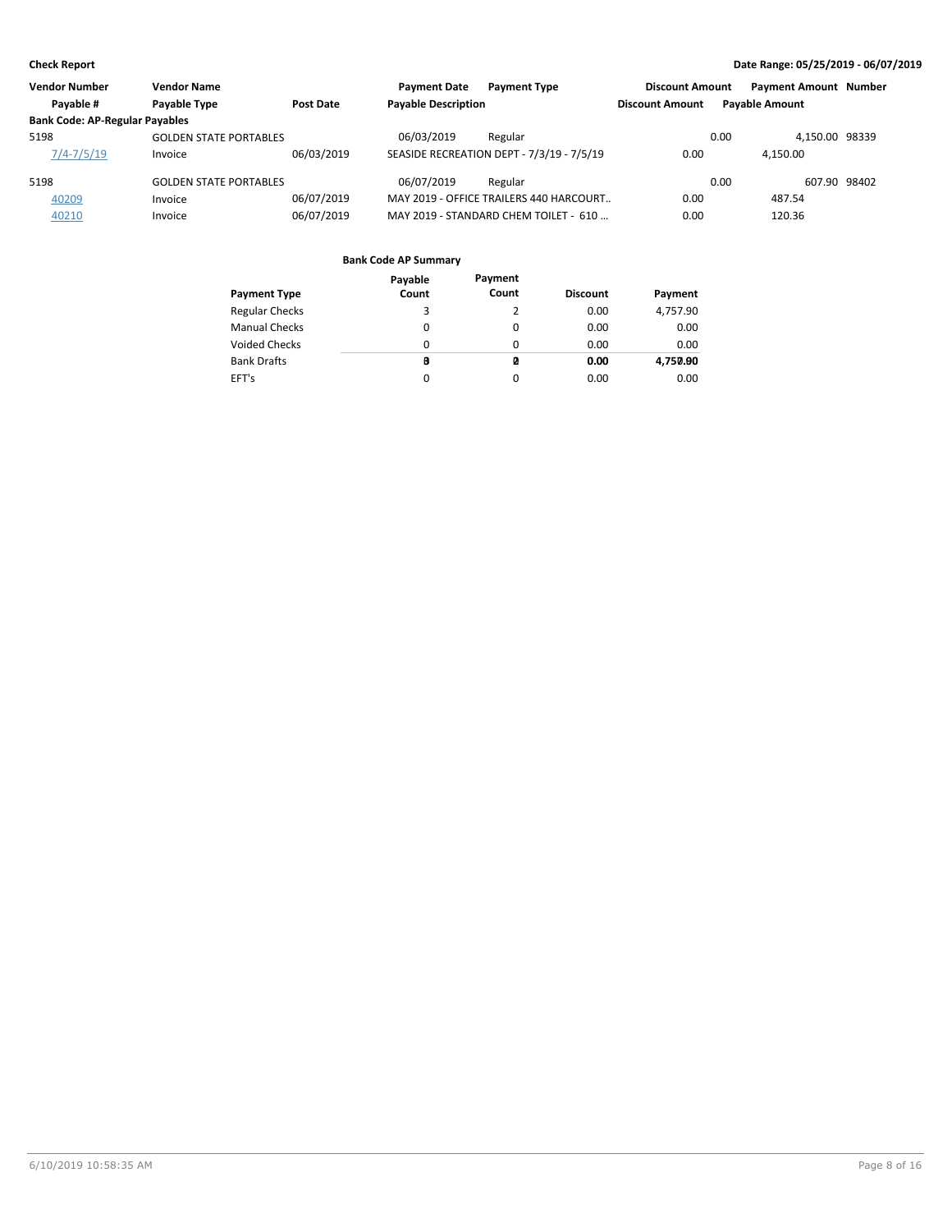**Check Report**

**Date Range: 05/25/2019 - 06/07/2019**

| Vendor Number | Vendor Name | | Payment Date | Payment Type | Discount Amount | Payment Amount | Number |
|---|---|---|---|---|---|---|---|
| Payable # | Payable Type | Post Date | Payable Description | | Discount Amount | Payable Amount | |
| **Bank Code: AP-Regular Payables** | | | | | | | |
| 5198 | GOLDEN STATE PORTABLES | | 06/03/2019 | Regular | 0.00 | 4,150.00 | 98339 |
| 7/4-7/5/19 | Invoice | 06/03/2019 | SEASIDE RECREATION DEPT - 7/3/19 - 7/5/19 | | 0.00 | 4,150.00 | |
| 5198 | GOLDEN STATE PORTABLES | | 06/07/2019 | Regular | 0.00 | 607.90 | 98402 |
| 40209 | Invoice | 06/07/2019 | MAY 2019 - OFFICE TRAILERS 440 HARCOURT.. | | 0.00 | 487.54 | |
| 40210 | Invoice | 06/07/2019 | MAY 2019 - STANDARD CHEM TOILET - 610 ... | | 0.00 | 120.36 | |

**Bank Code AP Summary**

| Payment Type | Payable Count | Payment Count | Discount | Payment |
|---|---|---|---|---|
| Regular Checks | 3 | 2 | 0.00 | 4,757.90 |
| Manual Checks | 0 | 0 | 0.00 | 0.00 |
| Voided Checks | 0 | 0 | 0.00 | 0.00 |
| Bank Drafts | 0 | 0 | 0.00 | 0.00 |
| EFT's | 0 | 0 | 0.00 | 0.00 |
| | **3** | **2** | **0.00** | **4,757.90** |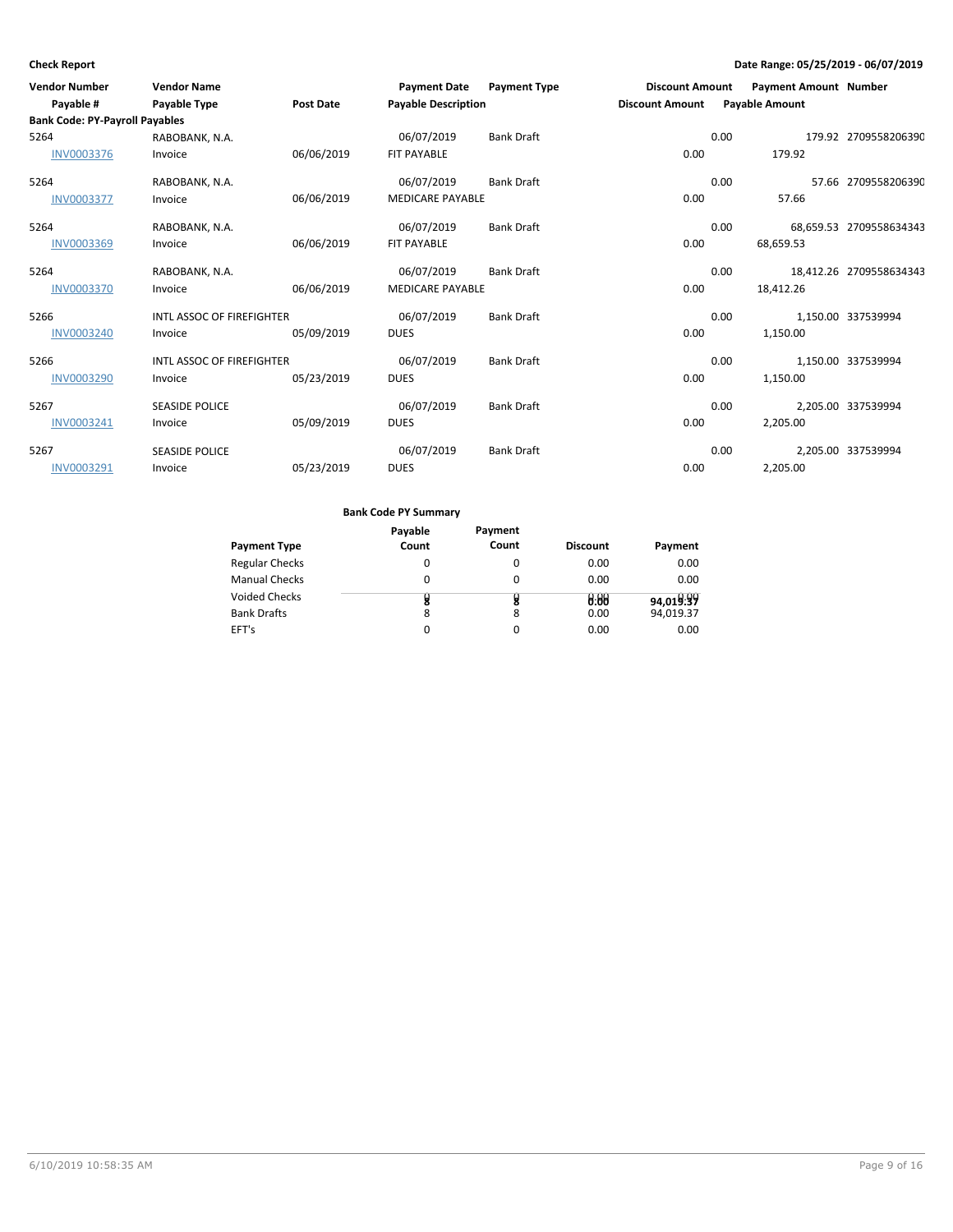**Check Report**

**Date Range: 05/25/2019 - 06/07/2019**

| Vendor Number | Vendor Name | | Payment Date | Payment Type | Discount Amount | Payment Amount | Number |
|---|---|---|---|---|---|---|---|
| Payable # | Payable Type | Post Date | Payable Description | | Discount Amount | Payable Amount | |
| **Bank Code: PY-Payroll Payables** | | | | | | | |
| 5264 | RABOBANK, N.A. | | 06/07/2019 | Bank Draft | 0.00 | 179.92 | 2709558206390 |
| INV0003376 | Invoice | 06/06/2019 | FIT PAYABLE | | 0.00 | 179.92 | |
| 5264 | RABOBANK, N.A. | | 06/07/2019 | Bank Draft | 0.00 | 57.66 | 2709558206390 |
| INV0003377 | Invoice | 06/06/2019 | MEDICARE PAYABLE | | 0.00 | 57.66 | |
| 5264 | RABOBANK, N.A. | | 06/07/2019 | Bank Draft | 0.00 | 68,659.53 | 2709558634343 |
| INV0003369 | Invoice | 06/06/2019 | FIT PAYABLE | | 0.00 | 68,659.53 | |
| 5264 | RABOBANK, N.A. | | 06/07/2019 | Bank Draft | 0.00 | 18,412.26 | 2709558634343 |
| INV0003370 | Invoice | 06/06/2019 | MEDICARE PAYABLE | | 0.00 | 18,412.26 | |
| 5266 | INTL ASSOC OF FIREFIGHTER | | 06/07/2019 | Bank Draft | 0.00 | 1,150.00 | 337539994 |
| INV0003240 | Invoice | 05/09/2019 | DUES | | 0.00 | 1,150.00 | |
| 5266 | INTL ASSOC OF FIREFIGHTER | | 06/07/2019 | Bank Draft | 0.00 | 1,150.00 | 337539994 |
| INV0003290 | Invoice | 05/23/2019 | DUES | | 0.00 | 1,150.00 | |
| 5267 | SEASIDE POLICE | | 06/07/2019 | Bank Draft | 0.00 | 2,205.00 | 337539994 |
| INV0003241 | Invoice | 05/09/2019 | DUES | | 0.00 | 2,205.00 | |
| 5267 | SEASIDE POLICE | | 06/07/2019 | Bank Draft | 0.00 | 2,205.00 | 337539994 |
| INV0003291 | Invoice | 05/23/2019 | DUES | | 0.00 | 2,205.00 | |

**Bank Code PY Summary**

| Payment Type | Payable Count | Payment Count | Discount | Payment |
|---|---|---|---|---|
| Regular Checks | 0 | 0 | 0.00 | 0.00 |
| Manual Checks | 0 | 0 | 0.00 | 0.00 |
| Voided Checks | 0 | 0 | 0.00 | 0.00 |
| Bank Drafts | 8 | 8 | 0.00 | 94,019.37 |
| EFT's | 0 | 0 | 0.00 | 0.00 |
| | **8** | **8** | **0.00** | **94,019.37** |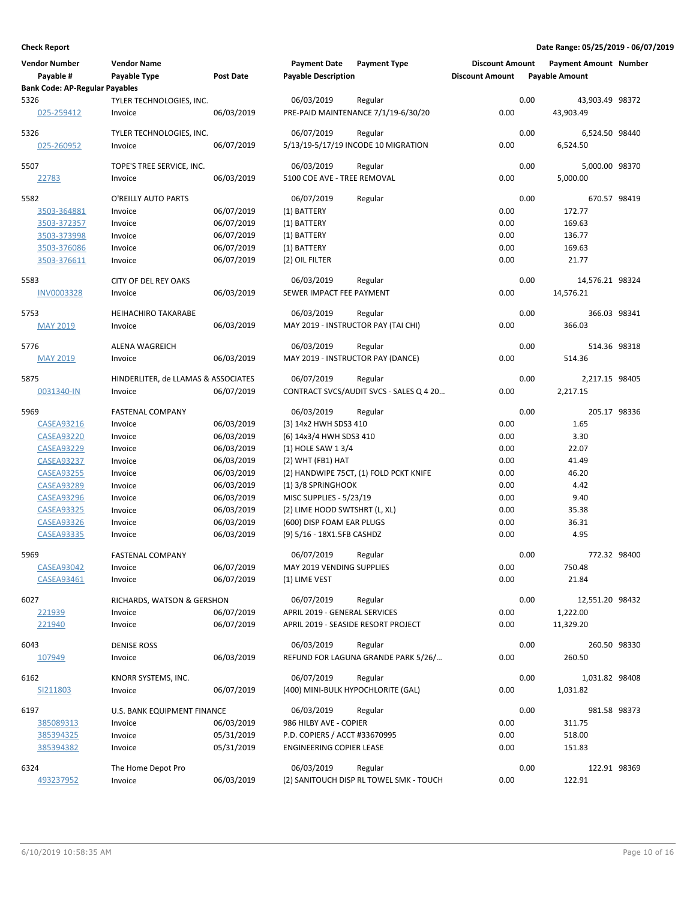**Check Report** — Date Range: 05/25/2019 - 06/07/2019

| Vendor Number | Vendor Name | | Payment Date | Payment Type | Discount Amount | Payment Amount | Number |
|---|---|---|---|---|---|---|---|
| Payable # | Payable Type | Post Date | Payable Description | | Discount Amount | Payable Amount | |
| **Bank Code: AP-Regular Payables** | | | | | | | |
| 5326 | TYLER TECHNOLOGIES, INC. | | 06/03/2019 | Regular | 0.00 | 43,903.49 | 98372 |
| 025-259412 | Invoice | 06/03/2019 | PRE-PAID MAINTENANCE 7/1/19-6/30/20 | | 0.00 | 43,903.49 | |
| 5326 | TYLER TECHNOLOGIES, INC. | | 06/07/2019 | Regular | 0.00 | 6,524.50 | 98440 |
| 025-260952 | Invoice | 06/07/2019 | 5/13/19-5/17/19 INCODE 10 MIGRATION | | 0.00 | 6,524.50 | |
| 5507 | TOPE'S TREE SERVICE, INC. | | 06/03/2019 | Regular | 0.00 | 5,000.00 | 98370 |
| 22783 | Invoice | 06/03/2019 | 5100 COE AVE - TREE REMOVAL | | 0.00 | 5,000.00 | |
| 5582 | O'REILLY AUTO PARTS | | 06/07/2019 | Regular | 0.00 | 670.57 | 98419 |
| 3503-364881 | Invoice | 06/07/2019 | (1) BATTERY | | 0.00 | 172.77 | |
| 3503-372357 | Invoice | 06/07/2019 | (1) BATTERY | | 0.00 | 169.63 | |
| 3503-373998 | Invoice | 06/07/2019 | (1) BATTERY | | 0.00 | 136.77 | |
| 3503-376086 | Invoice | 06/07/2019 | (1) BATTERY | | 0.00 | 169.63 | |
| 3503-376611 | Invoice | 06/07/2019 | (2) OIL FILTER | | 0.00 | 21.77 | |
| 5583 | CITY OF DEL REY OAKS | | 06/03/2019 | Regular | 0.00 | 14,576.21 | 98324 |
| INV0003328 | Invoice | 06/03/2019 | SEWER IMPACT FEE PAYMENT | | 0.00 | 14,576.21 | |
| 5753 | HEIHACHIRO TAKARABE | | 06/03/2019 | Regular | 0.00 | 366.03 | 98341 |
| MAY 2019 | Invoice | 06/03/2019 | MAY 2019 - INSTRUCTOR PAY (TAI CHI) | | 0.00 | 366.03 | |
| 5776 | ALENA WAGREICH | | 06/03/2019 | Regular | 0.00 | 514.36 | 98318 |
| MAY 2019 | Invoice | 06/03/2019 | MAY 2019 - INSTRUCTOR PAY (DANCE) | | 0.00 | 514.36 | |
| 5875 | HINDERLITER, de LLAMAS & ASSOCIATES | | 06/07/2019 | Regular | 0.00 | 2,217.15 | 98405 |
| 0031340-IN | Invoice | 06/07/2019 | CONTRACT SVCS/AUDIT SVCS - SALES Q 4 20... | | 0.00 | 2,217.15 | |
| 5969 | FASTENAL COMPANY | | 06/03/2019 | Regular | 0.00 | 205.17 | 98336 |
| CASEA93216 | Invoice | 06/03/2019 | (3) 14x2 HWH SDS3 410 | | 0.00 | 1.65 | |
| CASEA93220 | Invoice | 06/03/2019 | (6) 14x3/4 HWH SDS3 410 | | 0.00 | 3.30 | |
| CASEA93229 | Invoice | 06/03/2019 | (1) HOLE SAW 1 3/4 | | 0.00 | 22.07 | |
| CASEA93237 | Invoice | 06/03/2019 | (2) WHT (FB1) HAT | | 0.00 | 41.49 | |
| CASEA93255 | Invoice | 06/03/2019 | (2) HANDWIPE 75CT, (1) FOLD PCKT KNIFE | | 0.00 | 46.20 | |
| CASEA93289 | Invoice | 06/03/2019 | (1) 3/8 SPRINGHOOK | | 0.00 | 4.42 | |
| CASEA93296 | Invoice | 06/03/2019 | MISC SUPPLIES - 5/23/19 | | 0.00 | 9.40 | |
| CASEA93325 | Invoice | 06/03/2019 | (2) LIME HOOD SWTSHRT (L, XL) | | 0.00 | 35.38 | |
| CASEA93326 | Invoice | 06/03/2019 | (600) DISP FOAM EAR PLUGS | | 0.00 | 36.31 | |
| CASEA93335 | Invoice | 06/03/2019 | (9) 5/16 - 18X1.5FB CASHDZ | | 0.00 | 4.95 | |
| 5969 | FASTENAL COMPANY | | 06/07/2019 | Regular | 0.00 | 772.32 | 98400 |
| CASEA93042 | Invoice | 06/07/2019 | MAY 2019 VENDING SUPPLIES | | 0.00 | 750.48 | |
| CASEA93461 | Invoice | 06/07/2019 | (1) LIME VEST | | 0.00 | 21.84 | |
| 6027 | RICHARDS, WATSON & GERSHON | | 06/07/2019 | Regular | 0.00 | 12,551.20 | 98432 |
| 221939 | Invoice | 06/07/2019 | APRIL 2019 - GENERAL SERVICES | | 0.00 | 1,222.00 | |
| 221940 | Invoice | 06/07/2019 | APRIL 2019 - SEASIDE RESORT PROJECT | | 0.00 | 11,329.20 | |
| 6043 | DENISE ROSS | | 06/03/2019 | Regular | 0.00 | 260.50 | 98330 |
| 107949 | Invoice | 06/03/2019 | REFUND FOR LAGUNA GRANDE PARK 5/26/... | | 0.00 | 260.50 | |
| 6162 | KNORR SYSTEMS, INC. | | 06/07/2019 | Regular | 0.00 | 1,031.82 | 98408 |
| SI211803 | Invoice | 06/07/2019 | (400) MINI-BULK HYPOCHLORITE (GAL) | | 0.00 | 1,031.82 | |
| 6197 | U.S. BANK EQUIPMENT FINANCE | | 06/03/2019 | Regular | 0.00 | 981.58 | 98373 |
| 385089313 | Invoice | 06/03/2019 | 986 HILBY AVE - COPIER | | 0.00 | 311.75 | |
| 385394325 | Invoice | 05/31/2019 | P.D. COPIERS / ACCT #33670995 | | 0.00 | 518.00 | |
| 385394382 | Invoice | 05/31/2019 | ENGINEERING COPIER LEASE | | 0.00 | 151.83 | |
| 6324 | The Home Depot Pro | | 06/03/2019 | Regular | 0.00 | 122.91 | 98369 |
| 493237952 | Invoice | 06/03/2019 | (2) SANITOUCH DISP RL TOWEL SMK - TOUCH | | 0.00 | 122.91 | |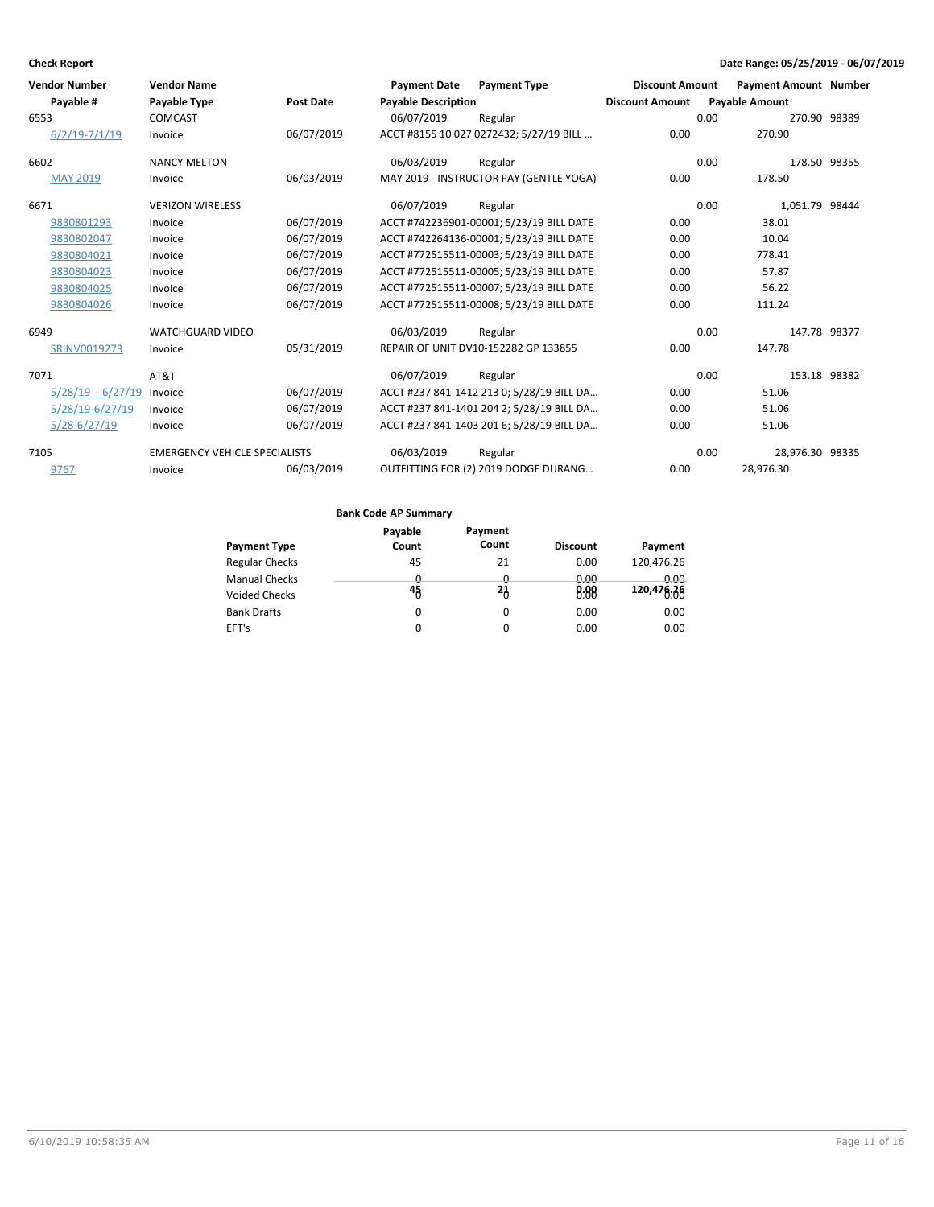**Check Report** — Date Range: 05/25/2019 - 06/07/2019

| Vendor Number / Payable # | Vendor Name / Payable Type | Post Date | Payment Date / Payable Description | Payment Type | Discount Amount | Payment Amount / Payable Amount | Number |
|---|---|---|---|---|---|---|---|
| 6553 | COMCAST | | 06/07/2019 | Regular | 0.00 | 270.90 | 98389 |
| 6/2/19-7/1/19 | Invoice | 06/07/2019 | ACCT #8155 10 027 0272432; 5/27/19 BILL ... | | 0.00 | 270.90 | |
| 6602 | NANCY MELTON | | 06/03/2019 | Regular | 0.00 | 178.50 | 98355 |
| MAY 2019 | Invoice | 06/03/2019 | MAY 2019 - INSTRUCTOR PAY (GENTLE YOGA) | | 0.00 | 178.50 | |
| 6671 | VERIZON WIRELESS | | 06/07/2019 | Regular | 0.00 | 1,051.79 | 98444 |
| 9830801293 | Invoice | 06/07/2019 | ACCT #742236901-00001; 5/23/19 BILL DATE | | 0.00 | 38.01 | |
| 9830802047 | Invoice | 06/07/2019 | ACCT #742264136-00001; 5/23/19 BILL DATE | | 0.00 | 10.04 | |
| 9830804021 | Invoice | 06/07/2019 | ACCT #772515511-00003; 5/23/19 BILL DATE | | 0.00 | 778.41 | |
| 9830804023 | Invoice | 06/07/2019 | ACCT #772515511-00005; 5/23/19 BILL DATE | | 0.00 | 57.87 | |
| 9830804025 | Invoice | 06/07/2019 | ACCT #772515511-00007; 5/23/19 BILL DATE | | 0.00 | 56.22 | |
| 9830804026 | Invoice | 06/07/2019 | ACCT #772515511-00008; 5/23/19 BILL DATE | | 0.00 | 111.24 | |
| 6949 | WATCHGUARD VIDEO | | 06/03/2019 | Regular | 0.00 | 147.78 | 98377 |
| SRINV0019273 | Invoice | 05/31/2019 | REPAIR OF UNIT DV10-152282 GP 133855 | | 0.00 | 147.78 | |
| 7071 | AT&T | | 06/07/2019 | Regular | 0.00 | 153.18 | 98382 |
| 5/28/19 - 6/27/19 | Invoice | 06/07/2019 | ACCT #237 841-1412 213 0; 5/28/19 BILL DA... | | 0.00 | 51.06 | |
| 5/28/19-6/27/19 | Invoice | 06/07/2019 | ACCT #237 841-1401 204 2; 5/28/19 BILL DA... | | 0.00 | 51.06 | |
| 5/28-6/27/19 | Invoice | 06/07/2019 | ACCT #237 841-1403 201 6; 5/28/19 BILL DA... | | 0.00 | 51.06 | |
| 7105 | EMERGENCY VEHICLE SPECIALISTS | | 06/03/2019 | Regular | 0.00 | 28,976.30 | 98335 |
| 9767 | Invoice | 06/03/2019 | OUTFITTING FOR (2) 2019 DODGE DURANG... | | 0.00 | 28,976.30 | |

**Bank Code AP Summary**

| Payment Type | Payable Count | Payment Count | Discount | Payment |
|---|---|---|---|---|
| Regular Checks | 45 | 21 | 0.00 | 120,476.26 |
| Manual Checks | 0 | 0 | 0.00 | 0.00 |
| Voided Checks | 0 | 0 | 0.00 | 0.00 |
| Bank Drafts | 0 | 0 | 0.00 | 0.00 |
| EFT's | 0 | 0 | 0.00 | 0.00 |
| | **45** | **21** | **0.00** | **120,476.26** |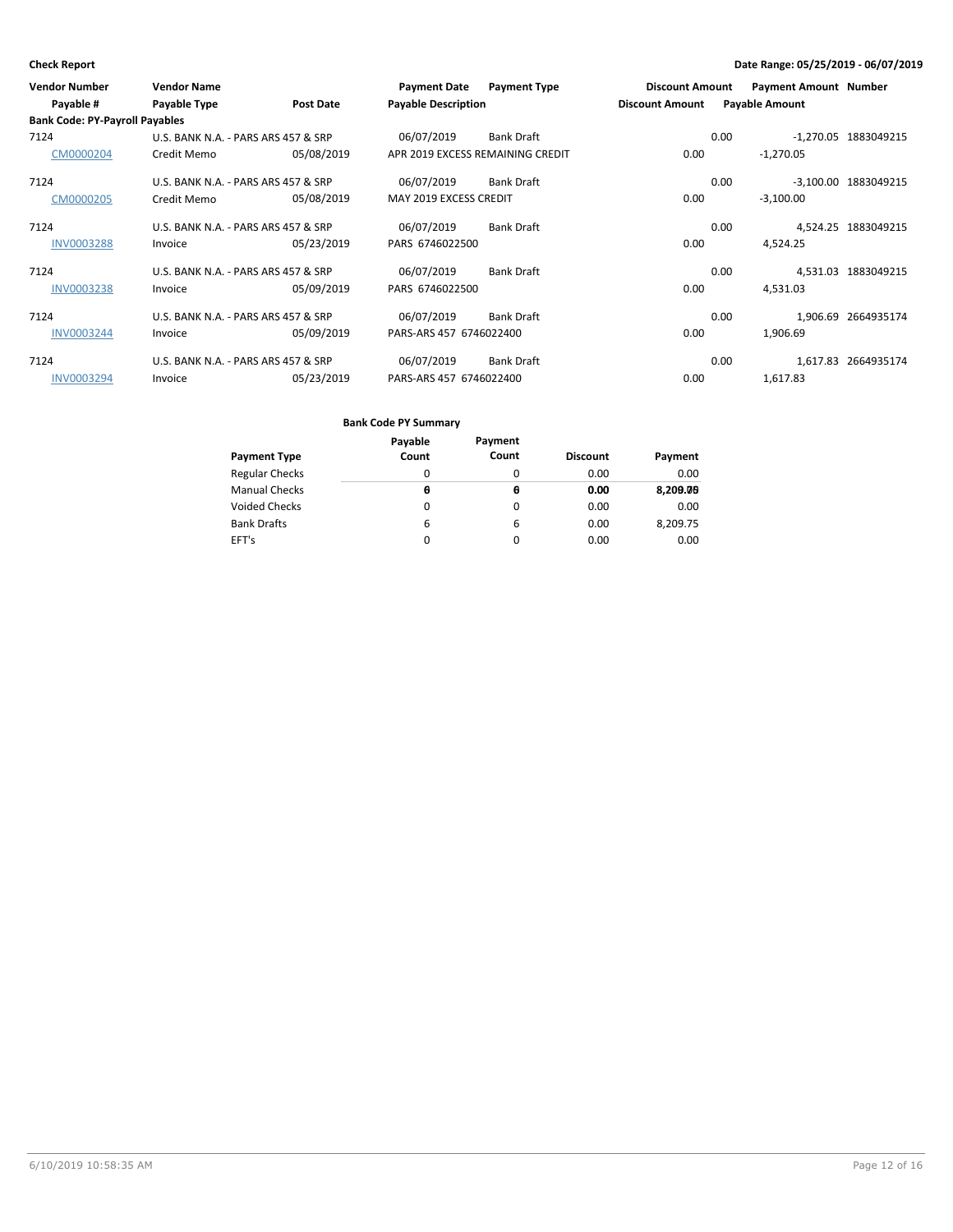**Check Report**

**Date Range: 05/25/2019 - 06/07/2019**

| Vendor Number | Vendor Name | | Payment Date | Payment Type | Discount Amount | Payment Amount | Number |
|---|---|---|---|---|---|---|---|
| Payable # | Payable Type | Post Date | Payable Description | | Discount Amount | Payable Amount | |
| **Bank Code: PY-Payroll Payables** | | | | | | | |
| 7124 | U.S. BANK N.A. - PARS ARS 457 & SRP | | 06/07/2019 | Bank Draft | 0.00 | -1,270.05 | 1883049215 |
| CM0000204 | Credit Memo | 05/08/2019 | APR 2019 EXCESS REMAINING CREDIT | | 0.00 | -1,270.05 | |
| 7124 | U.S. BANK N.A. - PARS ARS 457 & SRP | | 06/07/2019 | Bank Draft | 0.00 | -3,100.00 | 1883049215 |
| CM0000205 | Credit Memo | 05/08/2019 | MAY 2019 EXCESS CREDIT | | 0.00 | -3,100.00 | |
| 7124 | U.S. BANK N.A. - PARS ARS 457 & SRP | | 06/07/2019 | Bank Draft | 0.00 | 4,524.25 | 1883049215 |
| INV0003288 | Invoice | 05/23/2019 | PARS 6746022500 | | 0.00 | 4,524.25 | |
| 7124 | U.S. BANK N.A. - PARS ARS 457 & SRP | | 06/07/2019 | Bank Draft | 0.00 | 4,531.03 | 1883049215 |
| INV0003238 | Invoice | 05/09/2019 | PARS 6746022500 | | 0.00 | 4,531.03 | |
| 7124 | U.S. BANK N.A. - PARS ARS 457 & SRP | | 06/07/2019 | Bank Draft | 0.00 | 1,906.69 | 2664935174 |
| INV0003244 | Invoice | 05/09/2019 | PARS-ARS 457 6746022400 | | 0.00 | 1,906.69 | |
| 7124 | U.S. BANK N.A. - PARS ARS 457 & SRP | | 06/07/2019 | Bank Draft | 0.00 | 1,617.83 | 2664935174 |
| INV0003294 | Invoice | 05/23/2019 | PARS-ARS 457 6746022400 | | 0.00 | 1,617.83 | |

**Bank Code PY Summary**

| Payment Type | Payable Count | Payment Count | Discount | Payment |
|---|---|---|---|---|
| Regular Checks | 0 | 0 | 0.00 | 0.00 |
| Manual Checks | 6 | 6 | 0.00 | 8,209.75 |
| Voided Checks | 0 | 0 | 0.00 | 0.00 |
| Bank Drafts | 6 | 6 | 0.00 | 8,209.75 |
| EFT's | 0 | 0 | 0.00 | 0.00 |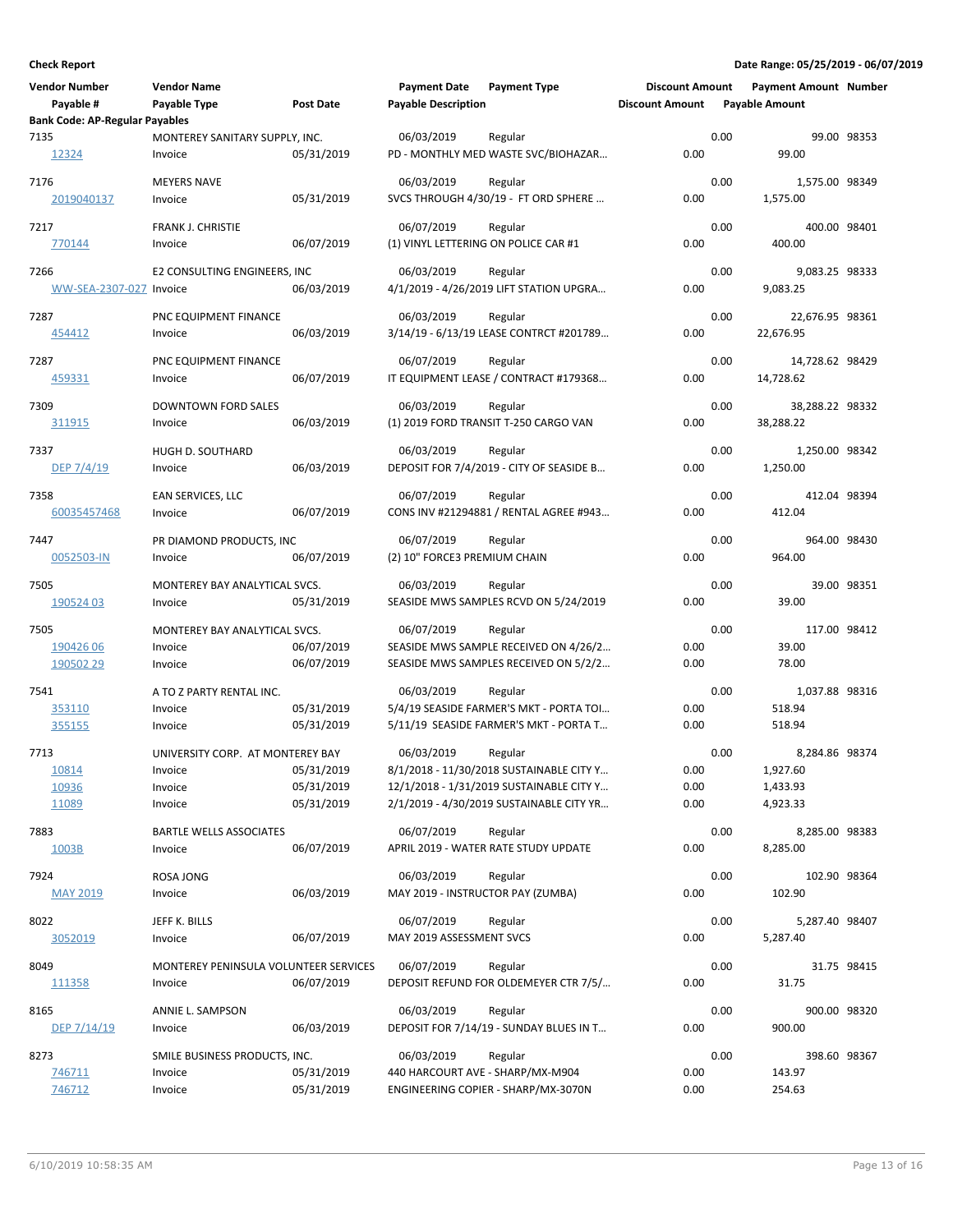**Check Report** **Date Range: 05/25/2019 - 06/07/2019**

| Vendor Number | Vendor Name | | Payment Date | Payment Type | Discount Amount | Payment Amount | Number |
|---|---|---|---|---|---|---|---|
| Payable # | Payable Type | Post Date | Payable Description | | Discount Amount | Payable Amount | |
| **Bank Code: AP-Regular Payables** | | | | | | | |
| 7135 | MONTEREY SANITARY SUPPLY, INC. | | 06/03/2019 | Regular | 0.00 | 99.00 | 98353 |
| 12324 | Invoice | 05/31/2019 | PD - MONTHLY MED WASTE SVC/BIOHAZAR… | | 0.00 | 99.00 | |
| 7176 | MEYERS NAVE | | 06/03/2019 | Regular | 0.00 | 1,575.00 | 98349 |
| 2019040137 | Invoice | 05/31/2019 | SVCS THROUGH 4/30/19 - FT ORD SPHERE … | | 0.00 | 1,575.00 | |
| 7217 | FRANK J. CHRISTIE | | 06/07/2019 | Regular | 0.00 | 400.00 | 98401 |
| 770144 | Invoice | 06/07/2019 | (1) VINYL LETTERING ON POLICE CAR #1 | | 0.00 | 400.00 | |
| 7266 | E2 CONSULTING ENGINEERS, INC | | 06/03/2019 | Regular | 0.00 | 9,083.25 | 98333 |
| WW-SEA-2307-027 | Invoice | 06/03/2019 | 4/1/2019 - 4/26/2019 LIFT STATION UPGRA… | | 0.00 | 9,083.25 | |
| 7287 | PNC EQUIPMENT FINANCE | | 06/03/2019 | Regular | 0.00 | 22,676.95 | 98361 |
| 454412 | Invoice | 06/03/2019 | 3/14/19 - 6/13/19 LEASE CONTRCT #201789… | | 0.00 | 22,676.95 | |
| 7287 | PNC EQUIPMENT FINANCE | | 06/07/2019 | Regular | 0.00 | 14,728.62 | 98429 |
| 459331 | Invoice | 06/07/2019 | IT EQUIPMENT LEASE / CONTRACT #179368… | | 0.00 | 14,728.62 | |
| 7309 | DOWNTOWN FORD SALES | | 06/03/2019 | Regular | 0.00 | 38,288.22 | 98332 |
| 311915 | Invoice | 06/03/2019 | (1) 2019 FORD TRANSIT T-250 CARGO VAN | | 0.00 | 38,288.22 | |
| 7337 | HUGH D. SOUTHARD | | 06/03/2019 | Regular | 0.00 | 1,250.00 | 98342 |
| DEP 7/4/19 | Invoice | 06/03/2019 | DEPOSIT FOR 7/4/2019 - CITY OF SEASIDE B… | | 0.00 | 1,250.00 | |
| 7358 | EAN SERVICES, LLC | | 06/07/2019 | Regular | 0.00 | 412.04 | 98394 |
| 60035457468 | Invoice | 06/07/2019 | CONS INV #21294881 / RENTAL AGREE #943… | | 0.00 | 412.04 | |
| 7447 | PR DIAMOND PRODUCTS, INC | | 06/07/2019 | Regular | 0.00 | 964.00 | 98430 |
| 0052503-IN | Invoice | 06/07/2019 | (2) 10" FORCE3 PREMIUM CHAIN | | 0.00 | 964.00 | |
| 7505 | MONTEREY BAY ANALYTICAL SVCS. | | 06/03/2019 | Regular | 0.00 | 39.00 | 98351 |
| 190524 03 | Invoice | 05/31/2019 | SEASIDE MWS SAMPLES RCVD ON 5/24/2019 | | 0.00 | 39.00 | |
| 7505 | MONTEREY BAY ANALYTICAL SVCS. | | 06/07/2019 | Regular | 0.00 | 117.00 | 98412 |
| 190426 06 | Invoice | 06/07/2019 | SEASIDE MWS SAMPLE RECEIVED ON 4/26/2… | | 0.00 | 39.00 | |
| 190502 29 | Invoice | 06/07/2019 | SEASIDE MWS SAMPLES RECEIVED ON 5/2/2… | | 0.00 | 78.00 | |
| 7541 | A TO Z PARTY RENTAL INC. | | 06/03/2019 | Regular | 0.00 | 1,037.88 | 98316 |
| 353110 | Invoice | 05/31/2019 | 5/4/19 SEASIDE FARMER'S MKT - PORTA TOI… | | 0.00 | 518.94 | |
| 355155 | Invoice | 05/31/2019 | 5/11/19 SEASIDE FARMER'S MKT - PORTA T… | | 0.00 | 518.94 | |
| 7713 | UNIVERSITY CORP. AT MONTEREY BAY | | 06/03/2019 | Regular | 0.00 | 8,284.86 | 98374 |
| 10814 | Invoice | 05/31/2019 | 8/1/2018 - 11/30/2018 SUSTAINABLE CITY Y… | | 0.00 | 1,927.60 | |
| 10936 | Invoice | 05/31/2019 | 12/1/2018 - 1/31/2019 SUSTAINABLE CITY Y… | | 0.00 | 1,433.93 | |
| 11089 | Invoice | 05/31/2019 | 2/1/2019 - 4/30/2019 SUSTAINABLE CITY YR… | | 0.00 | 4,923.33 | |
| 7883 | BARTLE WELLS ASSOCIATES | | 06/07/2019 | Regular | 0.00 | 8,285.00 | 98383 |
| 1003B | Invoice | 06/07/2019 | APRIL 2019 - WATER RATE STUDY UPDATE | | 0.00 | 8,285.00 | |
| 7924 | ROSA JONG | | 06/03/2019 | Regular | 0.00 | 102.90 | 98364 |
| MAY 2019 | Invoice | 06/03/2019 | MAY 2019 - INSTRUCTOR PAY (ZUMBA) | | 0.00 | 102.90 | |
| 8022 | JEFF K. BILLS | | 06/07/2019 | Regular | 0.00 | 5,287.40 | 98407 |
| 3052019 | Invoice | 06/07/2019 | MAY 2019 ASSESSMENT SVCS | | 0.00 | 5,287.40 | |
| 8049 | MONTEREY PENINSULA VOLUNTEER SERVICES | | 06/07/2019 | Regular | 0.00 | 31.75 | 98415 |
| 111358 | Invoice | 06/07/2019 | DEPOSIT REFUND FOR OLDEMEYER CTR 7/5/… | | 0.00 | 31.75 | |
| 8165 | ANNIE L. SAMPSON | | 06/03/2019 | Regular | 0.00 | 900.00 | 98320 |
| DEP 7/14/19 | Invoice | 06/03/2019 | DEPOSIT FOR 7/14/19 - SUNDAY BLUES IN T… | | 0.00 | 900.00 | |
| 8273 | SMILE BUSINESS PRODUCTS, INC. | | 06/03/2019 | Regular | 0.00 | 398.60 | 98367 |
| 746711 | Invoice | 05/31/2019 | 440 HARCOURT AVE - SHARP/MX-M904 | | 0.00 | 143.97 | |
| 746712 | Invoice | 05/31/2019 | ENGINEERING COPIER - SHARP/MX-3070N | | 0.00 | 254.63 | |

6/10/2019 10:58:35 AM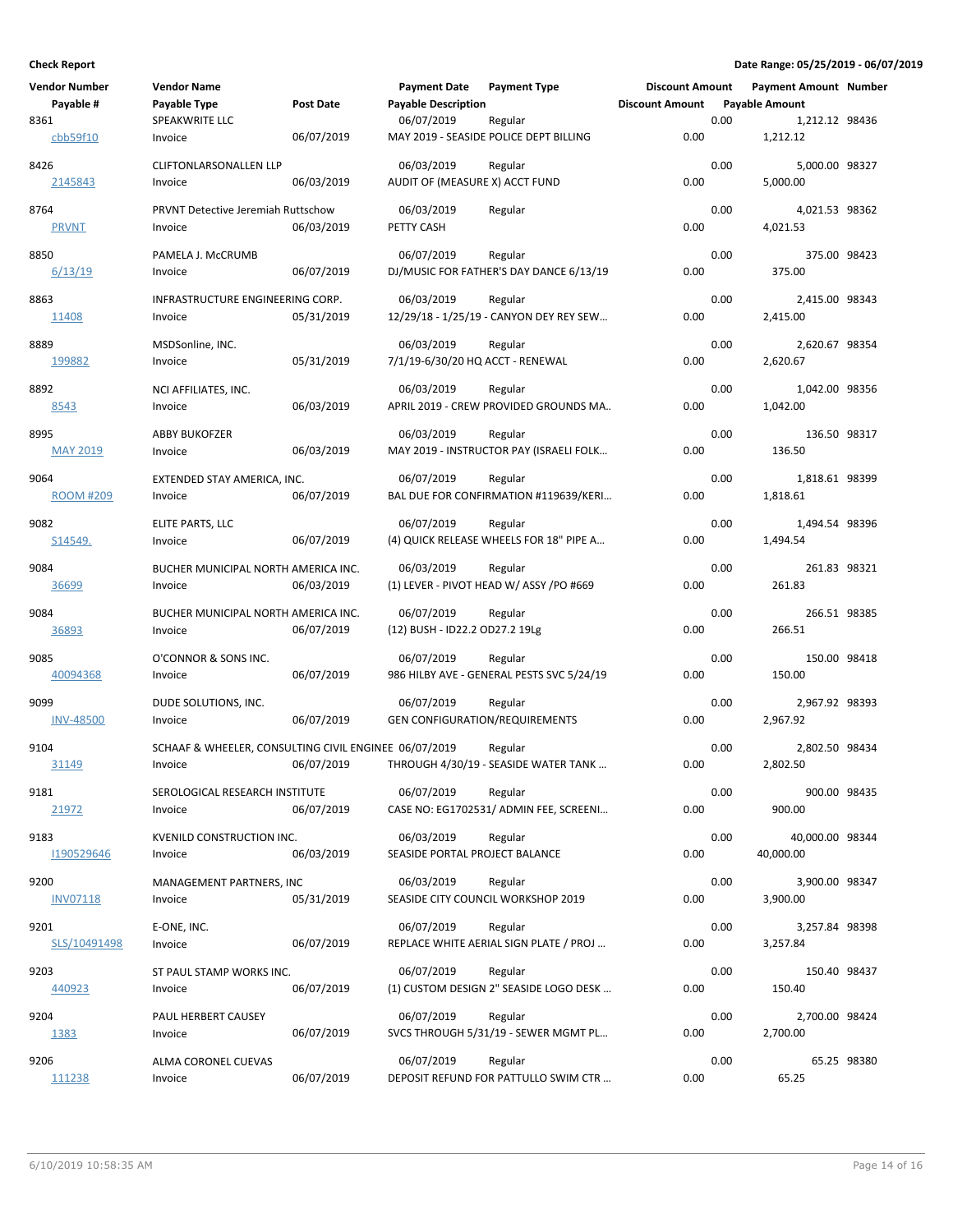**Check Report** **Date Range: 05/25/2019 - 06/07/2019**

| Vendor Number | Vendor Name | | Payment Date | Payment Type | Discount Amount | Payment Amount | Number |
|---|---|---|---|---|---|---|---|
| Payable # | Payable Type | Post Date | Payable Description | | Discount Amount | Payable Amount | |
| 8361 | SPEAKWRITE LLC | | 06/07/2019 | Regular | 0.00 | 1,212.12 | 98436 |
| cbb59f10 | Invoice | 06/07/2019 | MAY 2019 - SEASIDE POLICE DEPT BILLING | | 0.00 | 1,212.12 | |
| 8426 | CLIFTONLARSONALLEN LLP | | 06/03/2019 | Regular | 0.00 | 5,000.00 | 98327 |
| 2145843 | Invoice | 06/03/2019 | AUDIT OF (MEASURE X) ACCT FUND | | 0.00 | 5,000.00 | |
| 8764 | PRVNT Detective Jeremiah Ruttschow | | 06/03/2019 | Regular | 0.00 | 4,021.53 | 98362 |
| PRVNT | Invoice | 06/03/2019 | PETTY CASH | | 0.00 | 4,021.53 | |
| 8850 | PAMELA J. McCRUMB | | 06/07/2019 | Regular | 0.00 | 375.00 | 98423 |
| 6/13/19 | Invoice | 06/07/2019 | DJ/MUSIC FOR FATHER'S DAY DANCE 6/13/19 | | 0.00 | 375.00 | |
| 8863 | INFRASTRUCTURE ENGINEERING CORP. | | 06/03/2019 | Regular | 0.00 | 2,415.00 | 98343 |
| 11408 | Invoice | 05/31/2019 | 12/29/18 - 1/25/19 - CANYON DEY REY SEW… | | 0.00 | 2,415.00 | |
| 8889 | MSDSonline, INC. | | 06/03/2019 | Regular | 0.00 | 2,620.67 | 98354 |
| 199882 | Invoice | 05/31/2019 | 7/1/19-6/30/20 HQ ACCT - RENEWAL | | 0.00 | 2,620.67 | |
| 8892 | NCI AFFILIATES, INC. | | 06/03/2019 | Regular | 0.00 | 1,042.00 | 98356 |
| 8543 | Invoice | 06/03/2019 | APRIL 2019 - CREW PROVIDED GROUNDS MA… | | 0.00 | 1,042.00 | |
| 8995 | ABBY BUKOFZER | | 06/03/2019 | Regular | 0.00 | 136.50 | 98317 |
| MAY 2019 | Invoice | 06/03/2019 | MAY 2019 - INSTRUCTOR PAY (ISRAELI FOLK… | | 0.00 | 136.50 | |
| 9064 | EXTENDED STAY AMERICA, INC. | | 06/07/2019 | Regular | 0.00 | 1,818.61 | 98399 |
| ROOM #209 | Invoice | 06/07/2019 | BAL DUE FOR CONFIRMATION #119639/KERI… | | 0.00 | 1,818.61 | |
| 9082 | ELITE PARTS, LLC | | 06/07/2019 | Regular | 0.00 | 1,494.54 | 98396 |
| S14549. | Invoice | 06/07/2019 | (4) QUICK RELEASE WHEELS FOR 18" PIPE A… | | 0.00 | 1,494.54 | |
| 9084 | BUCHER MUNICIPAL NORTH AMERICA INC. | | 06/03/2019 | Regular | 0.00 | 261.83 | 98321 |
| 36699 | Invoice | 06/03/2019 | (1) LEVER - PIVOT HEAD W/ ASSY /PO #669 | | 0.00 | 261.83 | |
| 9084 | BUCHER MUNICIPAL NORTH AMERICA INC. | | 06/07/2019 | Regular | 0.00 | 266.51 | 98385 |
| 36893 | Invoice | 06/07/2019 | (12) BUSH - ID22.2 OD27.2 19Lg | | 0.00 | 266.51 | |
| 9085 | O'CONNOR & SONS INC. | | 06/07/2019 | Regular | 0.00 | 150.00 | 98418 |
| 40094368 | Invoice | 06/07/2019 | 986 HILBY AVE - GENERAL PESTS SVC 5/24/19 | | 0.00 | 150.00 | |
| 9099 | DUDE SOLUTIONS, INC. | | 06/07/2019 | Regular | 0.00 | 2,967.92 | 98393 |
| INV-48500 | Invoice | 06/07/2019 | GEN CONFIGURATION/REQUIREMENTS | | 0.00 | 2,967.92 | |
| 9104 | SCHAAF & WHEELER, CONSULTING CIVIL ENGINEE | | 06/07/2019 | Regular | 0.00 | 2,802.50 | 98434 |
| 31149 | Invoice | 06/07/2019 | THROUGH 4/30/19 - SEASIDE WATER TANK … | | 0.00 | 2,802.50 | |
| 9181 | SEROLOGICAL RESEARCH INSTITUTE | | 06/07/2019 | Regular | 0.00 | 900.00 | 98435 |
| 21972 | Invoice | 06/07/2019 | CASE NO: EG1702531/ ADMIN FEE, SCREENI… | | 0.00 | 900.00 | |
| 9183 | KVENILD CONSTRUCTION INC. | | 06/03/2019 | Regular | 0.00 | 40,000.00 | 98344 |
| I190529646 | Invoice | 06/03/2019 | SEASIDE PORTAL PROJECT BALANCE | | 0.00 | 40,000.00 | |
| 9200 | MANAGEMENT PARTNERS, INC | | 06/03/2019 | Regular | 0.00 | 3,900.00 | 98347 |
| INV07118 | Invoice | 05/31/2019 | SEASIDE CITY COUNCIL WORKSHOP 2019 | | 0.00 | 3,900.00 | |
| 9201 | E-ONE, INC. | | 06/07/2019 | Regular | 0.00 | 3,257.84 | 98398 |
| SLS/10491498 | Invoice | 06/07/2019 | REPLACE WHITE AERIAL SIGN PLATE / PROJ … | | 0.00 | 3,257.84 | |
| 9203 | ST PAUL STAMP WORKS INC. | | 06/07/2019 | Regular | 0.00 | 150.40 | 98437 |
| 440923 | Invoice | 06/07/2019 | (1) CUSTOM DESIGN 2" SEASIDE LOGO DESK … | | 0.00 | 150.40 | |
| 9204 | PAUL HERBERT CAUSEY | | 06/07/2019 | Regular | 0.00 | 2,700.00 | 98424 |
| 1383 | Invoice | 06/07/2019 | SVCS THROUGH 5/31/19 - SEWER MGMT PL… | | 0.00 | 2,700.00 | |
| 9206 | ALMA CORONEL CUEVAS | | 06/07/2019 | Regular | 0.00 | 65.25 | 98380 |
| 111238 | Invoice | 06/07/2019 | DEPOSIT REFUND FOR PATTULLO SWIM CTR … | | 0.00 | 65.25 | |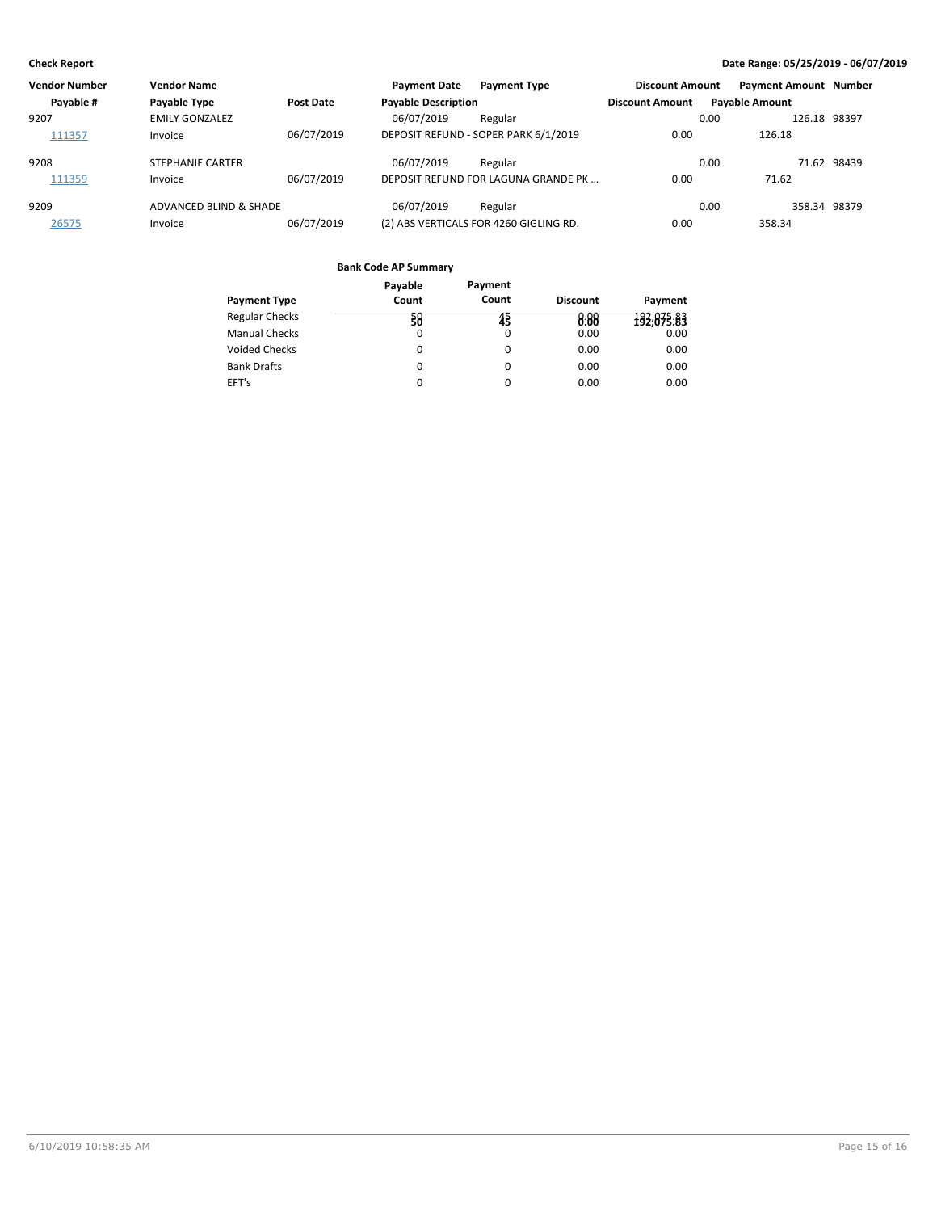**Check Report** — Date Range: 05/25/2019 - 06/07/2019

| Vendor Number | Vendor Name | | Payment Date | Payment Type | Discount Amount | Payment Amount | Number |
|---|---|---|---|---|---|---|---|
| Payable # | Payable Type | Post Date | Payable Description | | Discount Amount | Payable Amount | |
| 9207 | EMILY GONZALEZ | | 06/07/2019 | Regular | 0.00 | 126.18 | 98397 |
| 111357 | Invoice | 06/07/2019 | DEPOSIT REFUND - SOPER PARK 6/1/2019 | | 0.00 | 126.18 | |
| 9208 | STEPHANIE CARTER | | 06/07/2019 | Regular | 0.00 | 71.62 | 98439 |
| 111359 | Invoice | 06/07/2019 | DEPOSIT REFUND FOR LAGUNA GRANDE PK ... | | 0.00 | 71.62 | |
| 9209 | ADVANCED BLIND & SHADE | | 06/07/2019 | Regular | 0.00 | 358.34 | 98379 |
| 26575 | Invoice | 06/07/2019 | (2) ABS VERTICALS FOR 4260 GIGLING RD. | | 0.00 | 358.34 | |

**Bank Code AP Summary**

| Payment Type | Payable Count | Payment Count | Discount | Payment |
|---|---|---|---|---|
| Regular Checks | 50 | 45 | 0.00 | 192,075.83 |
| Manual Checks | 0 | 0 | 0.00 | 0.00 |
| Voided Checks | 0 | 0 | 0.00 | 0.00 |
| Bank Drafts | 0 | 0 | 0.00 | 0.00 |
| EFT's | 0 | 0 | 0.00 | 0.00 |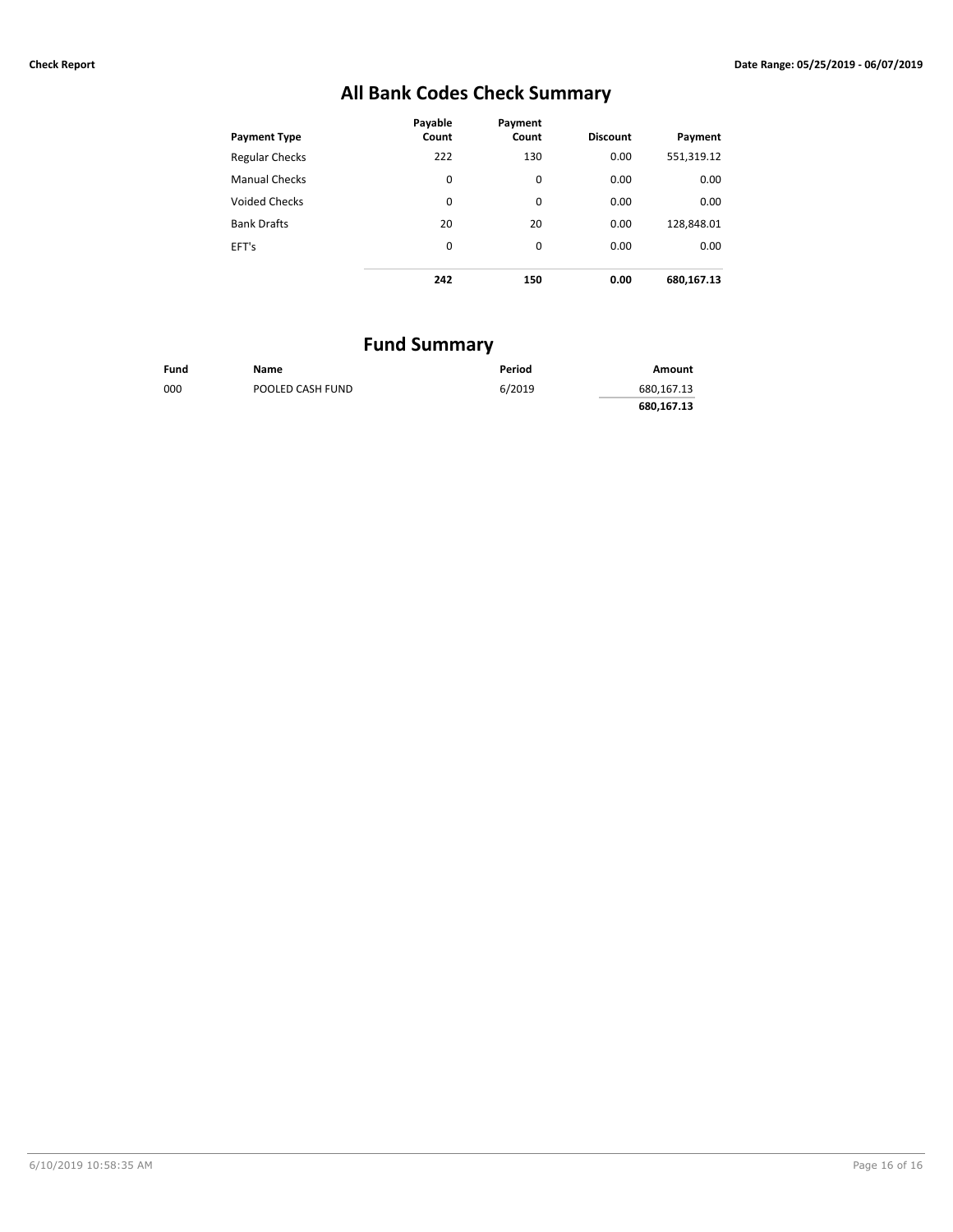## All Bank Codes Check Summary

| Payment Type | Payable Count | Payment Count | Discount | Payment |
|---|---|---|---|---|
| Regular Checks | 222 | 130 | 0.00 | 551,319.12 |
| Manual Checks | 0 | 0 | 0.00 | 0.00 |
| Voided Checks | 0 | 0 | 0.00 | 0.00 |
| Bank Drafts | 20 | 20 | 0.00 | 128,848.01 |
| EFT's | 0 | 0 | 0.00 | 0.00 |
| | **242** | **150** | **0.00** | **680,167.13** |

## Fund Summary

| Fund | Name | Period | Amount |
|---|---|---|---|
| 000 | POOLED CASH FUND | 6/2019 | 680,167.13 |
| | | | **680,167.13** |